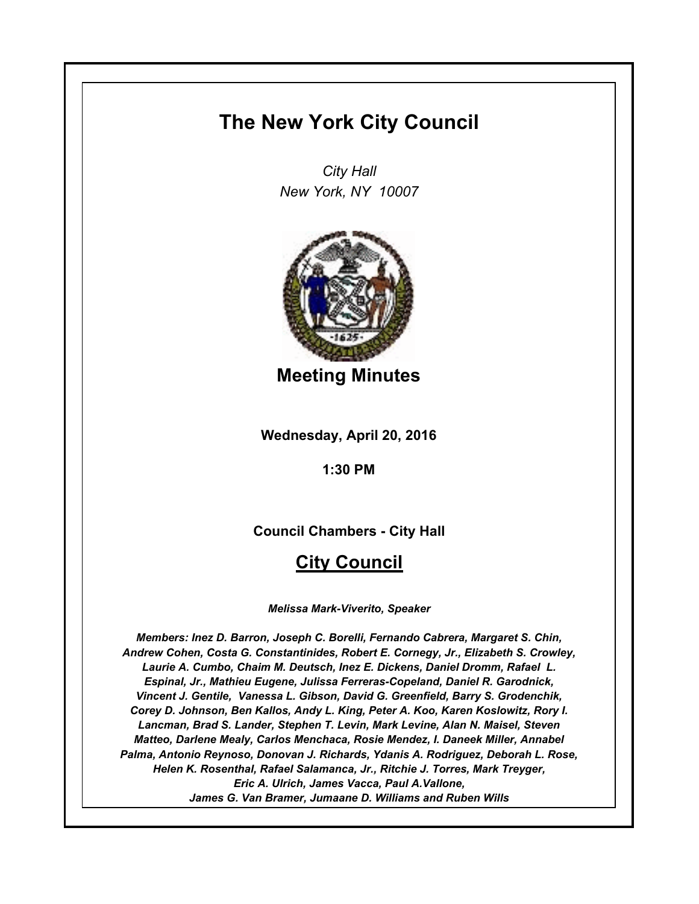# The New York City Council

*City Hall*
*New York, NY 10007*

## Meeting Minutes

**Wednesday, April 20, 2016**

**1:30 PM**

**Council Chambers - City Hall**

## City Council

***Melissa Mark-Viverito, Speaker***

***Members: Inez D. Barron, Joseph C. Borelli, Fernando Cabrera, Margaret S. Chin, Andrew Cohen, Costa G. Constantinides, Robert E. Cornegy, Jr., Elizabeth S. Crowley, Laurie A. Cumbo, Chaim M. Deutsch, Inez E. Dickens, Daniel Dromm, Rafael L. Espinal, Jr., Mathieu Eugene, Julissa Ferreras-Copeland, Daniel R. Garodnick, Vincent J. Gentile, Vanessa L. Gibson, David G. Greenfield, Barry S. Grodenchik, Corey D. Johnson, Ben Kallos, Andy L. King, Peter A. Koo, Karen Koslowitz, Rory I. Lancman, Brad S. Lander, Stephen T. Levin, Mark Levine, Alan N. Maisel, Steven Matteo, Darlene Mealy, Carlos Menchaca, Rosie Mendez, I. Daneek Miller, Annabel Palma, Antonio Reynoso, Donovan J. Richards, Ydanis A. Rodriguez, Deborah L. Rose, Helen K. Rosenthal, Rafael Salamanca, Jr., Ritchie J. Torres, Mark Treyger, Eric A. Ulrich, James Vacca, Paul A.Vallone, James G. Van Bramer, Jumaane D. Williams and Ruben Wills***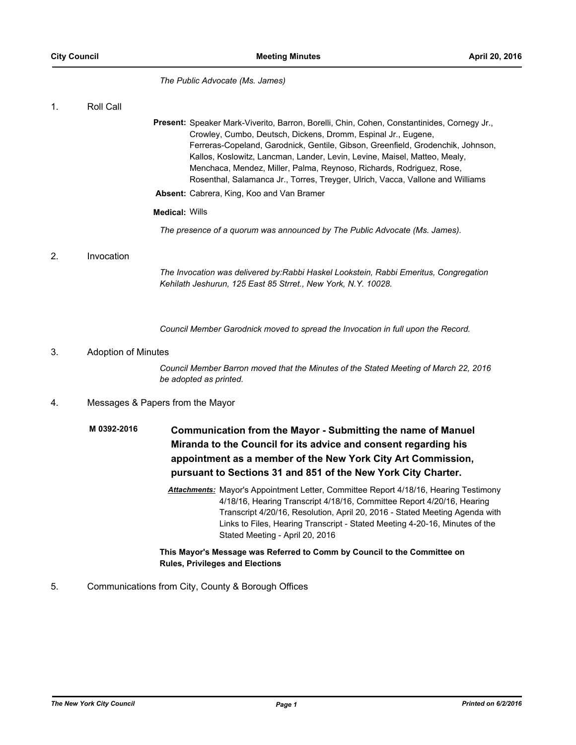*The Public Advocate (Ms. James)*

## 1. Roll Call

**Present:** Speaker Mark-Viverito, Barron, Borelli, Chin, Cohen, Constantinides, Cornegy Jr., Crowley, Cumbo, Deutsch, Dickens, Dromm, Espinal Jr., Eugene, Ferreras-Copeland, Garodnick, Gentile, Gibson, Greenfield, Grodenchik, Johnson, Kallos, Koslowitz, Lancman, Lander, Levin, Levine, Maisel, Matteo, Mealy, Menchaca, Mendez, Miller, Palma, Reynoso, Richards, Rodriguez, Rose, Rosenthal, Salamanca Jr., Torres, Treyger, Ulrich, Vacca, Vallone and Williams

**Absent:** Cabrera, King, Koo and Van Bramer

**Medical:** Wills

*The presence of a quorum was announced by The Public Advocate (Ms. James).*

## 2. Invocation

*The Invocation was delivered by:Rabbi Haskel Lookstein, Rabbi Emeritus, Congregation Kehilath Jeshurun, 125 East 85 Strret., New York, N.Y. 10028.*

*Council Member Garodnick moved to spread the Invocation in full upon the Record.*

## 3. Adoption of Minutes

*Council Member Barron moved that the Minutes of the Stated Meeting of March 22, 2016 be adopted as printed.*

## 4. Messages & Papers from the Mayor

**M 0392-2016** **Communication from the Mayor - Submitting the name of Manuel Miranda to the Council for its advice and consent regarding his appointment as a member of the New York City Art Commission, pursuant to Sections 31 and 851 of the New York City Charter.**

***Attachments:*** Mayor's Appointment Letter, Committee Report 4/18/16, Hearing Testimony 4/18/16, Hearing Transcript 4/18/16, Committee Report 4/20/16, Hearing Transcript 4/20/16, Resolution, April 20, 2016 - Stated Meeting Agenda with Links to Files, Hearing Transcript - Stated Meeting 4-20-16, Minutes of the Stated Meeting - April 20, 2016

**This Mayor's Message was Referred to Comm by Council to the Committee on Rules, Privileges and Elections**

## 5. Communications from City, County & Borough Offices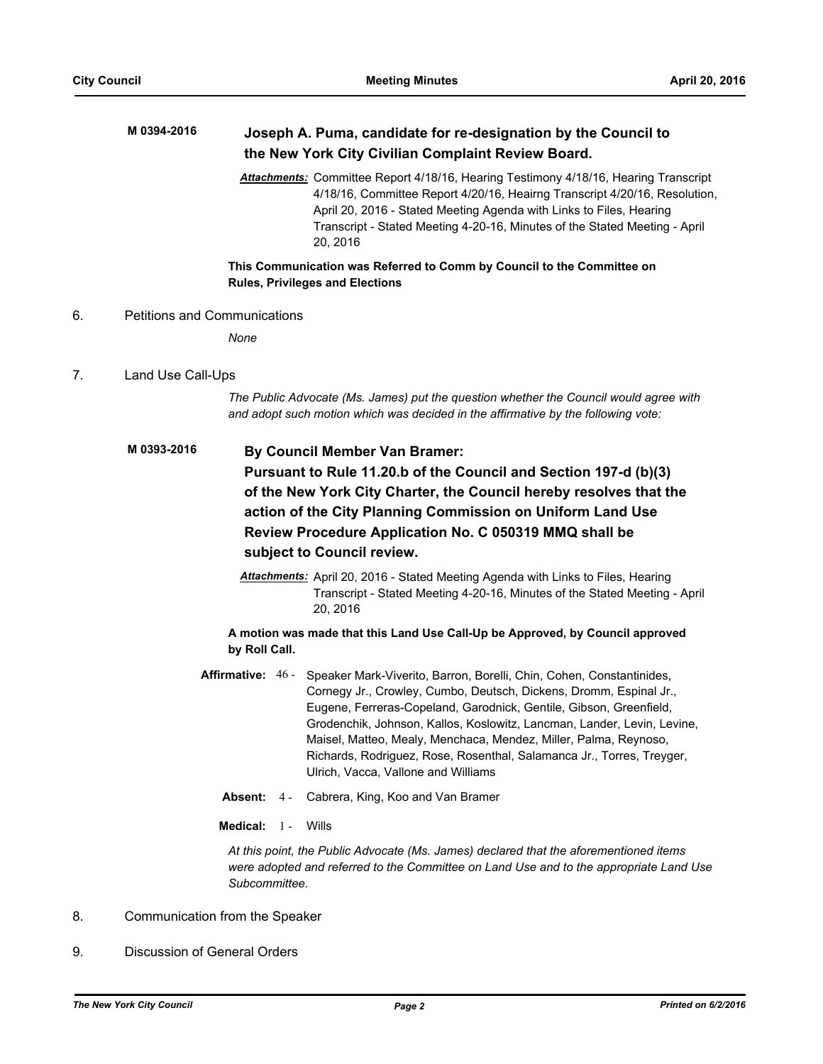**M 0394-2016** **Joseph A. Puma, candidate for re-designation by the Council to the New York City Civilian Complaint Review Board.**

***Attachments:*** Committee Report 4/18/16, Hearing Testimony 4/18/16, Hearing Transcript 4/18/16, Committee Report 4/20/16, Heairng Transcript 4/20/16, Resolution, April 20, 2016 - Stated Meeting Agenda with Links to Files, Hearing Transcript - Stated Meeting 4-20-16, Minutes of the Stated Meeting - April 20, 2016

**This Communication was Referred to Comm by Council to the Committee on Rules, Privileges and Elections**

6. Petitions and Communications

*None*

7. Land Use Call-Ups

*The Public Advocate (Ms. James) put the question whether the Council would agree with and adopt such motion which was decided in the affirmative by the following vote:*

**M 0393-2016** **By Council Member Van Bramer:**
**Pursuant to Rule 11.20.b of the Council and Section 197-d (b)(3) of the New York City Charter, the Council hereby resolves that the action of the City Planning Commission on Uniform Land Use Review Procedure Application No. C 050319 MMQ shall be subject to Council review.**

***Attachments:*** April 20, 2016 - Stated Meeting Agenda with Links to Files, Hearing Transcript - Stated Meeting 4-20-16, Minutes of the Stated Meeting - April 20, 2016

**A motion was made that this Land Use Call-Up be Approved, by Council approved by Roll Call.**

**Affirmative:** 46 - Speaker Mark-Viverito, Barron, Borelli, Chin, Cohen, Constantinides, Cornegy Jr., Crowley, Cumbo, Deutsch, Dickens, Dromm, Espinal Jr., Eugene, Ferreras-Copeland, Garodnick, Gentile, Gibson, Greenfield, Grodenchik, Johnson, Kallos, Koslowitz, Lancman, Lander, Levin, Levine, Maisel, Matteo, Mealy, Menchaca, Mendez, Miller, Palma, Reynoso, Richards, Rodriguez, Rose, Rosenthal, Salamanca Jr., Torres, Treyger, Ulrich, Vacca, Vallone and Williams

**Absent:** 4 - Cabrera, King, Koo and Van Bramer

**Medical:** 1 - Wills

*At this point, the Public Advocate (Ms. James) declared that the aforementioned items were adopted and referred to the Committee on Land Use and to the appropriate Land Use Subcommittee.*

8. Communication from the Speaker

9. Discussion of General Orders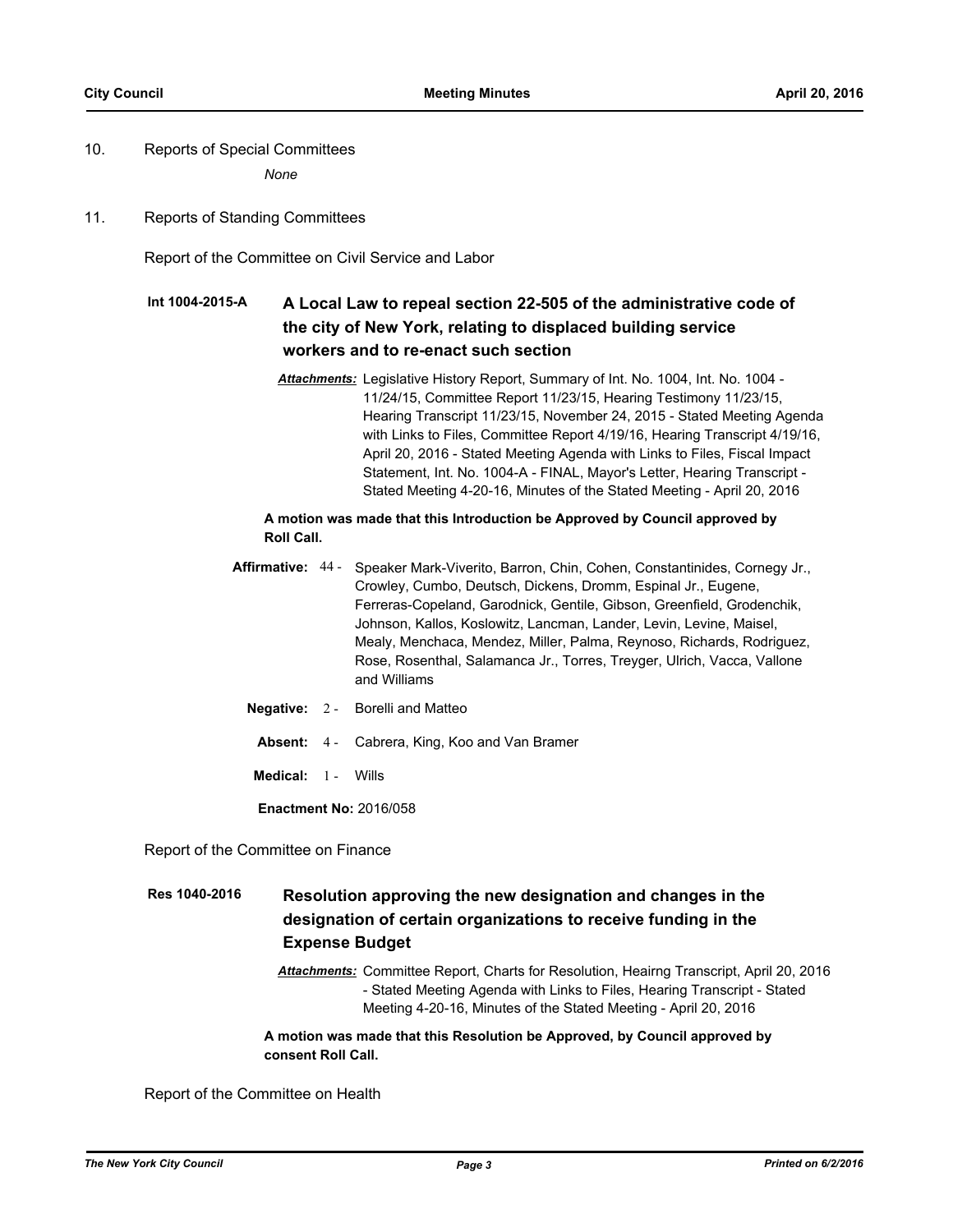10. Reports of Special Committees

*None*

11. Reports of Standing Committees

Report of the Committee on Civil Service and Labor

**Int 1004-2015-A** **A Local Law to repeal section 22-505 of the administrative code of the city of New York, relating to displaced building service workers and to re-enact such section**

***Attachments:*** Legislative History Report, Summary of Int. No. 1004, Int. No. 1004 - 11/24/15, Committee Report 11/23/15, Hearing Testimony 11/23/15, Hearing Transcript 11/23/15, November 24, 2015 - Stated Meeting Agenda with Links to Files, Committee Report 4/19/16, Hearing Transcript 4/19/16, April 20, 2016 - Stated Meeting Agenda with Links to Files, Fiscal Impact Statement, Int. No. 1004-A - FINAL, Mayor's Letter, Hearing Transcript - Stated Meeting 4-20-16, Minutes of the Stated Meeting - April 20, 2016

**A motion was made that this Introduction be Approved by Council approved by Roll Call.**

**Affirmative:** 44 - Speaker Mark-Viverito, Barron, Chin, Cohen, Constantinides, Cornegy Jr., Crowley, Cumbo, Deutsch, Dickens, Dromm, Espinal Jr., Eugene, Ferreras-Copeland, Garodnick, Gentile, Gibson, Greenfield, Grodenchik, Johnson, Kallos, Koslowitz, Lancman, Lander, Levin, Levine, Maisel, Mealy, Menchaca, Mendez, Miller, Palma, Reynoso, Richards, Rodriguez, Rose, Rosenthal, Salamanca Jr., Torres, Treyger, Ulrich, Vacca, Vallone and Williams

**Negative:** 2 - Borelli and Matteo

**Absent:** 4 - Cabrera, King, Koo and Van Bramer

**Medical:** 1 - Wills

**Enactment No:** 2016/058

Report of the Committee on Finance

**Res 1040-2016** **Resolution approving the new designation and changes in the designation of certain organizations to receive funding in the Expense Budget**

***Attachments:*** Committee Report, Charts for Resolution, Heairng Transcript, April 20, 2016 - Stated Meeting Agenda with Links to Files, Hearing Transcript - Stated Meeting 4-20-16, Minutes of the Stated Meeting - April 20, 2016

**A motion was made that this Resolution be Approved, by Council approved by consent Roll Call.**

Report of the Committee on Health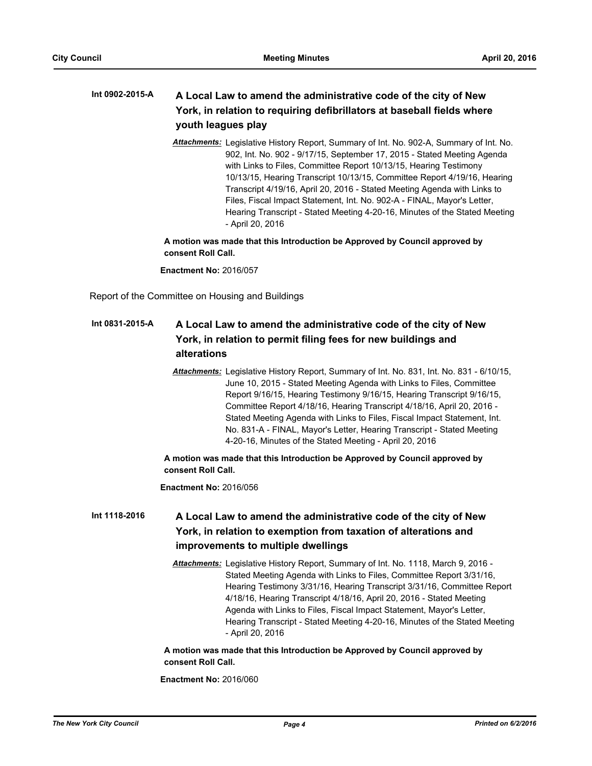**Int 0902-2015-A** **A Local Law to amend the administrative code of the city of New York, in relation to requiring defibrillators at baseball fields where youth leagues play**

*Attachments:* Legislative History Report, Summary of Int. No. 902-A, Summary of Int. No. 902, Int. No. 902 - 9/17/15, September 17, 2015 - Stated Meeting Agenda with Links to Files, Committee Report 10/13/15, Hearing Testimony 10/13/15, Hearing Transcript 10/13/15, Committee Report 4/19/16, Hearing Transcript 4/19/16, April 20, 2016 - Stated Meeting Agenda with Links to Files, Fiscal Impact Statement, Int. No. 902-A - FINAL, Mayor's Letter, Hearing Transcript - Stated Meeting 4-20-16, Minutes of the Stated Meeting - April 20, 2016

**A motion was made that this Introduction be Approved by Council approved by consent Roll Call.**

**Enactment No:** 2016/057

Report of the Committee on Housing and Buildings

**Int 0831-2015-A** **A Local Law to amend the administrative code of the city of New York, in relation to permit filing fees for new buildings and alterations**

*Attachments:* Legislative History Report, Summary of Int. No. 831, Int. No. 831 - 6/10/15, June 10, 2015 - Stated Meeting Agenda with Links to Files, Committee Report 9/16/15, Hearing Testimony 9/16/15, Hearing Transcript 9/16/15, Committee Report 4/18/16, Hearing Transcript 4/18/16, April 20, 2016 - Stated Meeting Agenda with Links to Files, Fiscal Impact Statement, Int. No. 831-A - FINAL, Mayor's Letter, Hearing Transcript - Stated Meeting 4-20-16, Minutes of the Stated Meeting - April 20, 2016

**A motion was made that this Introduction be Approved by Council approved by consent Roll Call.**

**Enactment No:** 2016/056

**Int 1118-2016** **A Local Law to amend the administrative code of the city of New York, in relation to exemption from taxation of alterations and improvements to multiple dwellings**

*Attachments:* Legislative History Report, Summary of Int. No. 1118, March 9, 2016 - Stated Meeting Agenda with Links to Files, Committee Report 3/31/16, Hearing Testimony 3/31/16, Hearing Transcript 3/31/16, Committee Report 4/18/16, Hearing Transcript 4/18/16, April 20, 2016 - Stated Meeting Agenda with Links to Files, Fiscal Impact Statement, Mayor's Letter, Hearing Transcript - Stated Meeting 4-20-16, Minutes of the Stated Meeting - April 20, 2016

**A motion was made that this Introduction be Approved by Council approved by consent Roll Call.**

**Enactment No:** 2016/060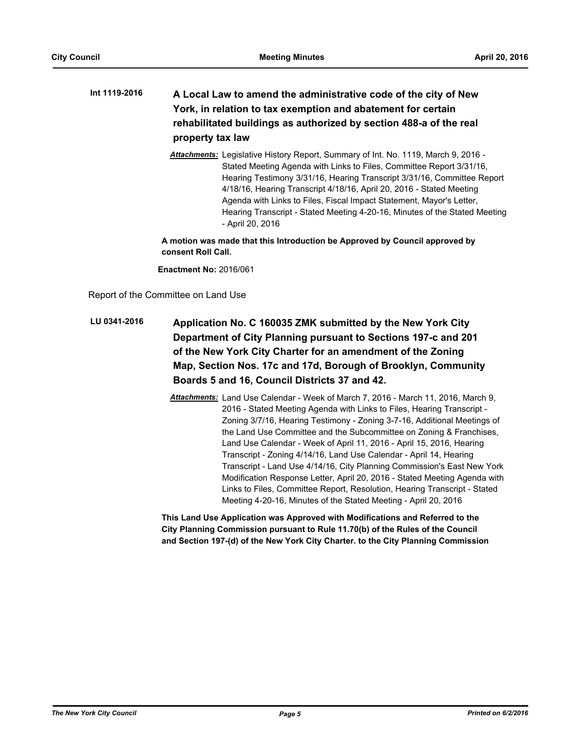**Int 1119-2016** **A Local Law to amend the administrative code of the city of New York, in relation to tax exemption and abatement for certain rehabilitated buildings as authorized by section 488-a of the real property tax law**

***Attachments:*** Legislative History Report, Summary of Int. No. 1119, March 9, 2016 - Stated Meeting Agenda with Links to Files, Committee Report 3/31/16, Hearing Testimony 3/31/16, Hearing Transcript 3/31/16, Committee Report 4/18/16, Hearing Transcript 4/18/16, April 20, 2016 - Stated Meeting Agenda with Links to Files, Fiscal Impact Statement, Mayor's Letter, Hearing Transcript - Stated Meeting 4-20-16, Minutes of the Stated Meeting - April 20, 2016

**A motion was made that this Introduction be Approved by Council approved by consent Roll Call.**

**Enactment No:** 2016/061

Report of the Committee on Land Use

**LU 0341-2016** **Application No. C 160035 ZMK submitted by the New York City Department of City Planning pursuant to Sections 197-c and 201 of the New York City Charter for an amendment of the Zoning Map, Section Nos. 17c and 17d, Borough of Brooklyn, Community Boards 5 and 16, Council Districts 37 and 42.**

***Attachments:*** Land Use Calendar - Week of March 7, 2016 - March 11, 2016, March 9, 2016 - Stated Meeting Agenda with Links to Files, Hearing Transcript - Zoning 3/7/16, Hearing Testimony - Zoning 3-7-16, Additional Meetings of the Land Use Committee and the Subcommittee on Zoning & Franchises, Land Use Calendar - Week of April 11, 2016 - April 15, 2016, Hearing Transcript - Zoning 4/14/16, Land Use Calendar - April 14, Hearing Transcript - Land Use 4/14/16, City Planning Commission's East New York Modification Response Letter, April 20, 2016 - Stated Meeting Agenda with Links to Files, Committee Report, Resolution, Hearing Transcript - Stated Meeting 4-20-16, Minutes of the Stated Meeting - April 20, 2016

**This Land Use Application was Approved with Modifications and Referred to the City Planning Commission pursuant to Rule 11.70(b) of the Rules of the Council and Section 197-(d) of the New York City Charter. to the City Planning Commission**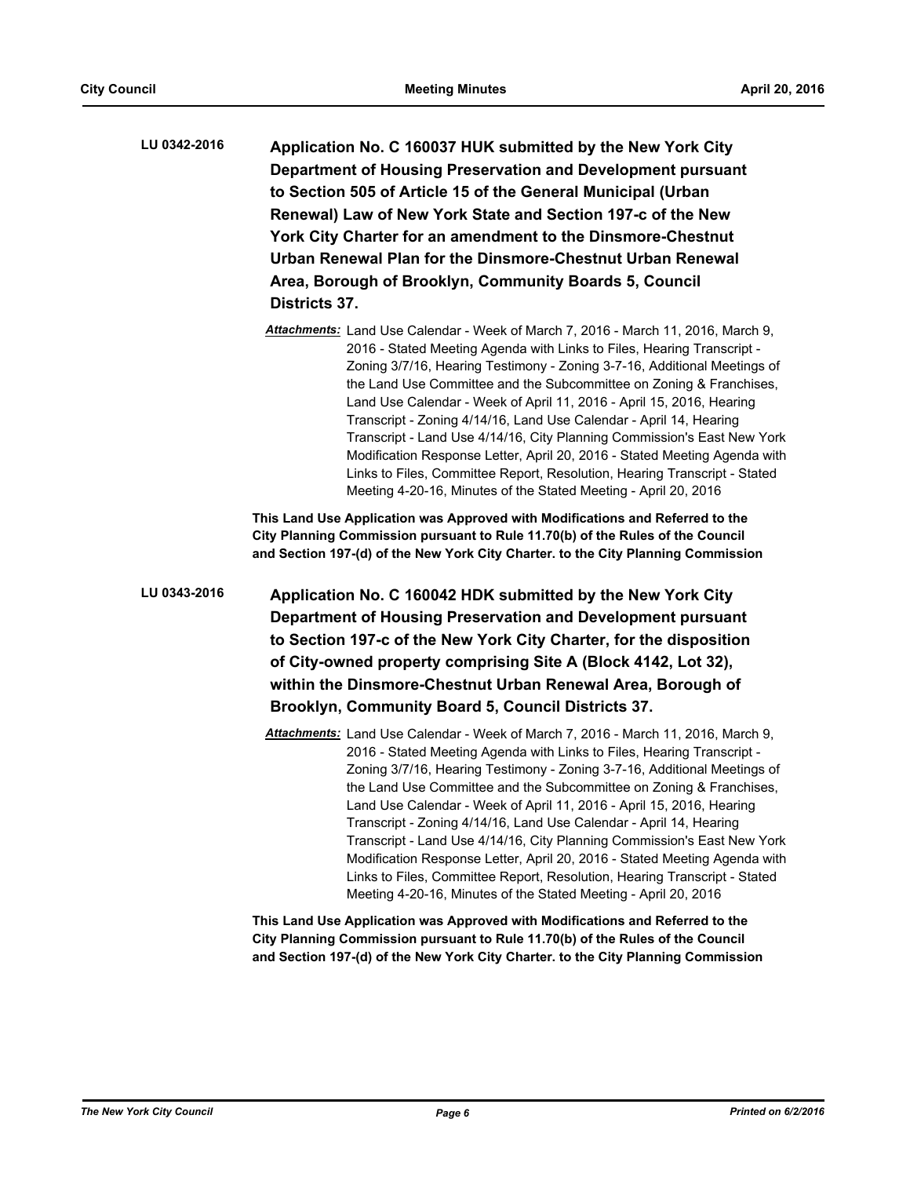**LU 0342-2016**

**Application No. C 160037 HUK submitted by the New York City Department of Housing Preservation and Development pursuant to Section 505 of Article 15 of the General Municipal (Urban Renewal) Law of New York State and Section 197-c of the New York City Charter for an amendment to the Dinsmore-Chestnut Urban Renewal Plan for the Dinsmore-Chestnut Urban Renewal Area, Borough of Brooklyn, Community Boards 5, Council Districts 37.**

*Attachments:* Land Use Calendar - Week of March 7, 2016 - March 11, 2016, March 9, 2016 - Stated Meeting Agenda with Links to Files, Hearing Transcript - Zoning 3/7/16, Hearing Testimony - Zoning 3-7-16, Additional Meetings of the Land Use Committee and the Subcommittee on Zoning & Franchises, Land Use Calendar - Week of April 11, 2016 - April 15, 2016, Hearing Transcript - Zoning 4/14/16, Land Use Calendar - April 14, Hearing Transcript - Land Use 4/14/16, City Planning Commission's East New York Modification Response Letter, April 20, 2016 - Stated Meeting Agenda with Links to Files, Committee Report, Resolution, Hearing Transcript - Stated Meeting 4-20-16, Minutes of the Stated Meeting - April 20, 2016

**This Land Use Application was Approved with Modifications and Referred to the City Planning Commission pursuant to Rule 11.70(b) of the Rules of the Council and Section 197-(d) of the New York City Charter. to the City Planning Commission**

**LU 0343-2016**

**Application No. C 160042 HDK submitted by the New York City Department of Housing Preservation and Development pursuant to Section 197-c of the New York City Charter, for the disposition of City-owned property comprising Site A (Block 4142, Lot 32), within the Dinsmore-Chestnut Urban Renewal Area, Borough of Brooklyn, Community Board 5, Council Districts 37.**

*Attachments:* Land Use Calendar - Week of March 7, 2016 - March 11, 2016, March 9, 2016 - Stated Meeting Agenda with Links to Files, Hearing Transcript - Zoning 3/7/16, Hearing Testimony - Zoning 3-7-16, Additional Meetings of the Land Use Committee and the Subcommittee on Zoning & Franchises, Land Use Calendar - Week of April 11, 2016 - April 15, 2016, Hearing Transcript - Zoning 4/14/16, Land Use Calendar - April 14, Hearing Transcript - Land Use 4/14/16, City Planning Commission's East New York Modification Response Letter, April 20, 2016 - Stated Meeting Agenda with Links to Files, Committee Report, Resolution, Hearing Transcript - Stated Meeting 4-20-16, Minutes of the Stated Meeting - April 20, 2016

**This Land Use Application was Approved with Modifications and Referred to the City Planning Commission pursuant to Rule 11.70(b) of the Rules of the Council and Section 197-(d) of the New York City Charter. to the City Planning Commission**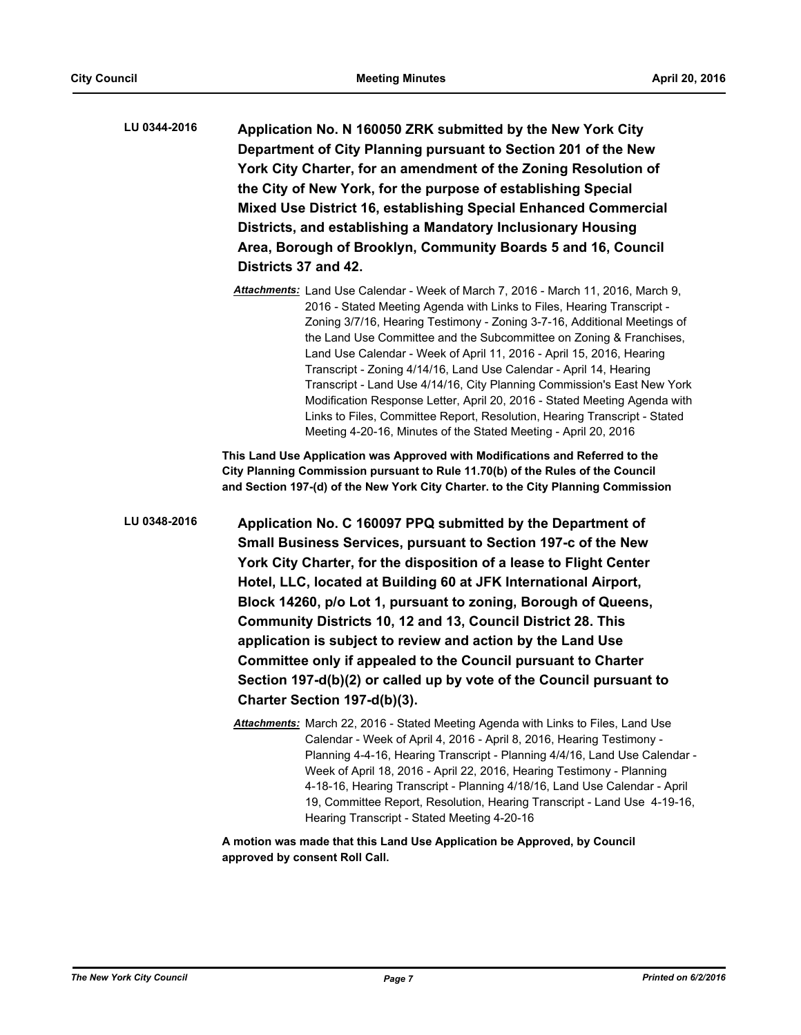**LU 0344-2016** **Application No. N 160050 ZRK submitted by the New York City Department of City Planning pursuant to Section 201 of the New York City Charter, for an amendment of the Zoning Resolution of the City of New York, for the purpose of establishing Special Mixed Use District 16, establishing Special Enhanced Commercial Districts, and establishing a Mandatory Inclusionary Housing Area, Borough of Brooklyn, Community Boards 5 and 16, Council Districts 37 and 42.**

*Attachments:* Land Use Calendar - Week of March 7, 2016 - March 11, 2016, March 9, 2016 - Stated Meeting Agenda with Links to Files, Hearing Transcript - Zoning 3/7/16, Hearing Testimony - Zoning 3-7-16, Additional Meetings of the Land Use Committee and the Subcommittee on Zoning & Franchises, Land Use Calendar - Week of April 11, 2016 - April 15, 2016, Hearing Transcript - Zoning 4/14/16, Land Use Calendar - April 14, Hearing Transcript - Land Use 4/14/16, City Planning Commission's East New York Modification Response Letter, April 20, 2016 - Stated Meeting Agenda with Links to Files, Committee Report, Resolution, Hearing Transcript - Stated Meeting 4-20-16, Minutes of the Stated Meeting - April 20, 2016

**This Land Use Application was Approved with Modifications and Referred to the City Planning Commission pursuant to Rule 11.70(b) of the Rules of the Council and Section 197-(d) of the New York City Charter. to the City Planning Commission**

**LU 0348-2016** **Application No. C 160097 PPQ submitted by the Department of Small Business Services, pursuant to Section 197-c of the New York City Charter, for the disposition of a lease to Flight Center Hotel, LLC, located at Building 60 at JFK International Airport, Block 14260, p/o Lot 1, pursuant to zoning, Borough of Queens, Community Districts 10, 12 and 13, Council District 28. This application is subject to review and action by the Land Use Committee only if appealed to the Council pursuant to Charter Section 197-d(b)(2) or called up by vote of the Council pursuant to Charter Section 197-d(b)(3).**

*Attachments:* March 22, 2016 - Stated Meeting Agenda with Links to Files, Land Use Calendar - Week of April 4, 2016 - April 8, 2016, Hearing Testimony - Planning 4-4-16, Hearing Transcript - Planning 4/4/16, Land Use Calendar - Week of April 18, 2016 - April 22, 2016, Hearing Testimony - Planning 4-18-16, Hearing Transcript - Planning 4/18/16, Land Use Calendar - April 19, Committee Report, Resolution, Hearing Transcript - Land Use 4-19-16, Hearing Transcript - Stated Meeting 4-20-16

**A motion was made that this Land Use Application be Approved, by Council approved by consent Roll Call.**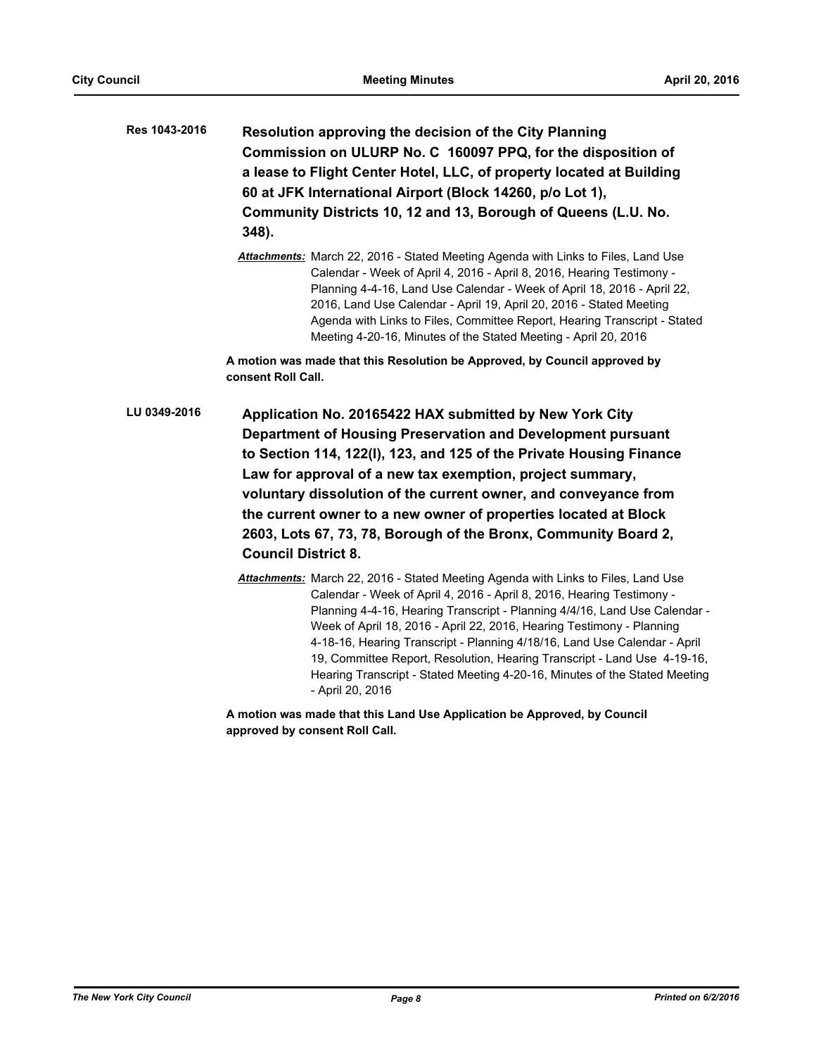**Res 1043-2016** **Resolution approving the decision of the City Planning Commission on ULURP No. C 160097 PPQ, for the disposition of a lease to Flight Center Hotel, LLC, of property located at Building 60 at JFK International Airport (Block 14260, p/o Lot 1), Community Districts 10, 12 and 13, Borough of Queens (L.U. No. 348).**

***Attachments:*** March 22, 2016 - Stated Meeting Agenda with Links to Files, Land Use Calendar - Week of April 4, 2016 - April 8, 2016, Hearing Testimony - Planning 4-4-16, Land Use Calendar - Week of April 18, 2016 - April 22, 2016, Land Use Calendar - April 19, April 20, 2016 - Stated Meeting Agenda with Links to Files, Committee Report, Hearing Transcript - Stated Meeting 4-20-16, Minutes of the Stated Meeting - April 20, 2016

**A motion was made that this Resolution be Approved, by Council approved by consent Roll Call.**

**LU 0349-2016** **Application No. 20165422 HAX submitted by New York City Department of Housing Preservation and Development pursuant to Section 114, 122(l), 123, and 125 of the Private Housing Finance Law for approval of a new tax exemption, project summary, voluntary dissolution of the current owner, and conveyance from the current owner to a new owner of properties located at Block 2603, Lots 67, 73, 78, Borough of the Bronx, Community Board 2, Council District 8.**

***Attachments:*** March 22, 2016 - Stated Meeting Agenda with Links to Files, Land Use Calendar - Week of April 4, 2016 - April 8, 2016, Hearing Testimony - Planning 4-4-16, Hearing Transcript - Planning 4/4/16, Land Use Calendar - Week of April 18, 2016 - April 22, 2016, Hearing Testimony - Planning 4-18-16, Hearing Transcript - Planning 4/18/16, Land Use Calendar - April 19, Committee Report, Resolution, Hearing Transcript - Land Use 4-19-16, Hearing Transcript - Stated Meeting 4-20-16, Minutes of the Stated Meeting - April 20, 2016

**A motion was made that this Land Use Application be Approved, by Council approved by consent Roll Call.**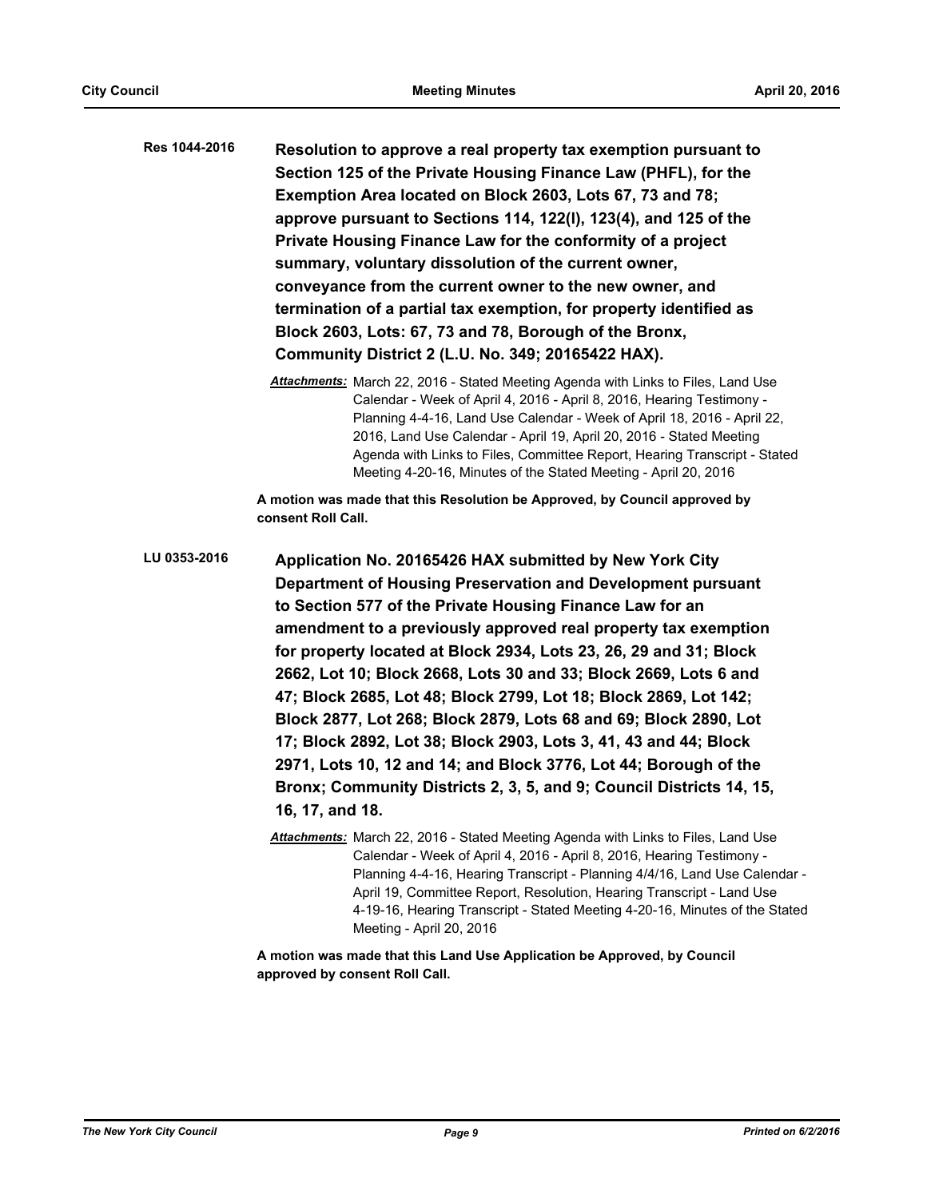**Res 1044-2016** **Resolution to approve a real property tax exemption pursuant to Section 125 of the Private Housing Finance Law (PHFL), for the Exemption Area located on Block 2603, Lots 67, 73 and 78; approve pursuant to Sections 114, 122(l), 123(4), and 125 of the Private Housing Finance Law for the conformity of a project summary, voluntary dissolution of the current owner, conveyance from the current owner to the new owner, and termination of a partial tax exemption, for property identified as Block 2603, Lots: 67, 73 and 78, Borough of the Bronx, Community District 2 (L.U. No. 349; 20165422 HAX).**

***Attachments:*** March 22, 2016 - Stated Meeting Agenda with Links to Files, Land Use Calendar - Week of April 4, 2016 - April 8, 2016, Hearing Testimony - Planning 4-4-16, Land Use Calendar - Week of April 18, 2016 - April 22, 2016, Land Use Calendar - April 19, April 20, 2016 - Stated Meeting Agenda with Links to Files, Committee Report, Hearing Transcript - Stated Meeting 4-20-16, Minutes of the Stated Meeting - April 20, 2016

**A motion was made that this Resolution be Approved, by Council approved by consent Roll Call.**

**LU 0353-2016** **Application No. 20165426 HAX submitted by New York City Department of Housing Preservation and Development pursuant to Section 577 of the Private Housing Finance Law for an amendment to a previously approved real property tax exemption for property located at Block 2934, Lots 23, 26, 29 and 31; Block 2662, Lot 10; Block 2668, Lots 30 and 33; Block 2669, Lots 6 and 47; Block 2685, Lot 48; Block 2799, Lot 18; Block 2869, Lot 142; Block 2877, Lot 268; Block 2879, Lots 68 and 69; Block 2890, Lot 17; Block 2892, Lot 38; Block 2903, Lots 3, 41, 43 and 44; Block 2971, Lots 10, 12 and 14; and Block 3776, Lot 44; Borough of the Bronx; Community Districts 2, 3, 5, and 9; Council Districts 14, 15, 16, 17, and 18.**

***Attachments:*** March 22, 2016 - Stated Meeting Agenda with Links to Files, Land Use Calendar - Week of April 4, 2016 - April 8, 2016, Hearing Testimony - Planning 4-4-16, Hearing Transcript - Planning 4/4/16, Land Use Calendar - April 19, Committee Report, Resolution, Hearing Transcript - Land Use 4-19-16, Hearing Transcript - Stated Meeting 4-20-16, Minutes of the Stated Meeting - April 20, 2016

**A motion was made that this Land Use Application be Approved, by Council approved by consent Roll Call.**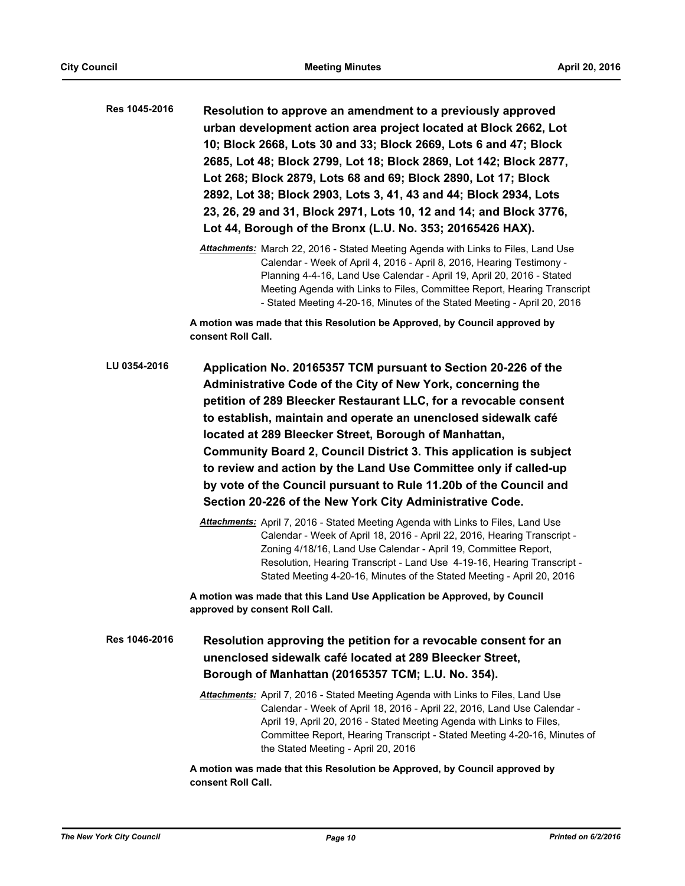**Res 1045-2016** **Resolution to approve an amendment to a previously approved urban development action area project located at Block 2662, Lot 10; Block 2668, Lots 30 and 33; Block 2669, Lots 6 and 47; Block 2685, Lot 48; Block 2799, Lot 18; Block 2869, Lot 142; Block 2877, Lot 268; Block 2879, Lots 68 and 69; Block 2890, Lot 17; Block 2892, Lot 38; Block 2903, Lots 3, 41, 43 and 44; Block 2934, Lots 23, 26, 29 and 31, Block 2971, Lots 10, 12 and 14; and Block 3776, Lot 44, Borough of the Bronx (L.U. No. 353; 20165426 HAX).**

***Attachments:*** March 22, 2016 - Stated Meeting Agenda with Links to Files, Land Use Calendar - Week of April 4, 2016 - April 8, 2016, Hearing Testimony - Planning 4-4-16, Land Use Calendar - April 19, April 20, 2016 - Stated Meeting Agenda with Links to Files, Committee Report, Hearing Transcript - Stated Meeting 4-20-16, Minutes of the Stated Meeting - April 20, 2016

**A motion was made that this Resolution be Approved, by Council approved by consent Roll Call.**

**LU 0354-2016** **Application No. 20165357 TCM pursuant to Section 20-226 of the Administrative Code of the City of New York, concerning the petition of 289 Bleecker Restaurant LLC, for a revocable consent to establish, maintain and operate an unenclosed sidewalk café located at 289 Bleecker Street, Borough of Manhattan, Community Board 2, Council District 3. This application is subject to review and action by the Land Use Committee only if called-up by vote of the Council pursuant to Rule 11.20b of the Council and Section 20-226 of the New York City Administrative Code.**

***Attachments:*** April 7, 2016 - Stated Meeting Agenda with Links to Files, Land Use Calendar - Week of April 18, 2016 - April 22, 2016, Hearing Transcript - Zoning 4/18/16, Land Use Calendar - April 19, Committee Report, Resolution, Hearing Transcript - Land Use 4-19-16, Hearing Transcript - Stated Meeting 4-20-16, Minutes of the Stated Meeting - April 20, 2016

**A motion was made that this Land Use Application be Approved, by Council approved by consent Roll Call.**

**Res 1046-2016** **Resolution approving the petition for a revocable consent for an unenclosed sidewalk café located at 289 Bleecker Street, Borough of Manhattan (20165357 TCM; L.U. No. 354).**

***Attachments:*** April 7, 2016 - Stated Meeting Agenda with Links to Files, Land Use Calendar - Week of April 18, 2016 - April 22, 2016, Land Use Calendar - April 19, April 20, 2016 - Stated Meeting Agenda with Links to Files, Committee Report, Hearing Transcript - Stated Meeting 4-20-16, Minutes of the Stated Meeting - April 20, 2016

**A motion was made that this Resolution be Approved, by Council approved by consent Roll Call.**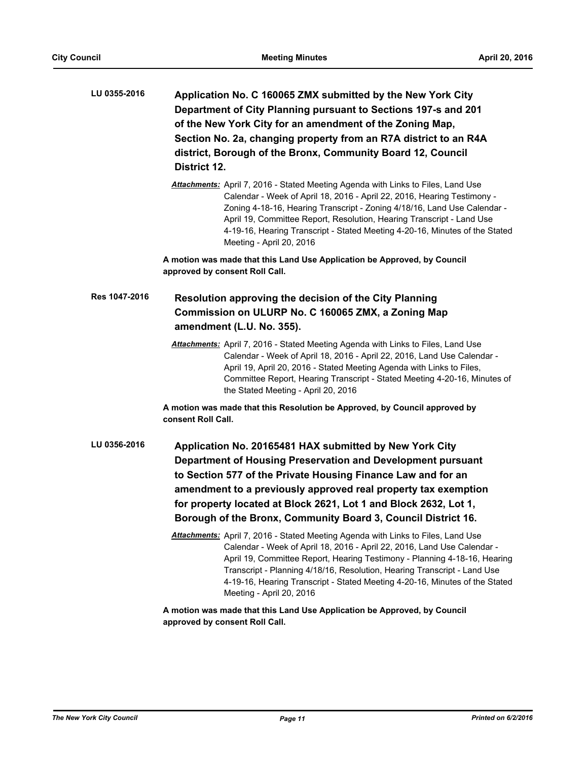**LU 0355-2016** **Application No. C 160065 ZMX submitted by the New York City Department of City Planning pursuant to Sections 197-s and 201 of the New York City for an amendment of the Zoning Map, Section No. 2a, changing property from an R7A district to an R4A district, Borough of the Bronx, Community Board 12, Council District 12.**

*Attachments:* April 7, 2016 - Stated Meeting Agenda with Links to Files, Land Use Calendar - Week of April 18, 2016 - April 22, 2016, Hearing Testimony - Zoning 4-18-16, Hearing Transcript - Zoning 4/18/16, Land Use Calendar - April 19, Committee Report, Resolution, Hearing Transcript - Land Use 4-19-16, Hearing Transcript - Stated Meeting 4-20-16, Minutes of the Stated Meeting - April 20, 2016

**A motion was made that this Land Use Application be Approved, by Council approved by consent Roll Call.**

**Res 1047-2016** **Resolution approving the decision of the City Planning Commission on ULURP No. C 160065 ZMX, a Zoning Map amendment (L.U. No. 355).**

*Attachments:* April 7, 2016 - Stated Meeting Agenda with Links to Files, Land Use Calendar - Week of April 18, 2016 - April 22, 2016, Land Use Calendar - April 19, April 20, 2016 - Stated Meeting Agenda with Links to Files, Committee Report, Hearing Transcript - Stated Meeting 4-20-16, Minutes of the Stated Meeting - April 20, 2016

**A motion was made that this Resolution be Approved, by Council approved by consent Roll Call.**

**LU 0356-2016** **Application No. 20165481 HAX submitted by New York City Department of Housing Preservation and Development pursuant to Section 577 of the Private Housing Finance Law and for an amendment to a previously approved real property tax exemption for property located at Block 2621, Lot 1 and Block 2632, Lot 1, Borough of the Bronx, Community Board 3, Council District 16.**

*Attachments:* April 7, 2016 - Stated Meeting Agenda with Links to Files, Land Use Calendar - Week of April 18, 2016 - April 22, 2016, Land Use Calendar - April 19, Committee Report, Hearing Testimony - Planning 4-18-16, Hearing Transcript - Planning 4/18/16, Resolution, Hearing Transcript - Land Use 4-19-16, Hearing Transcript - Stated Meeting 4-20-16, Minutes of the Stated Meeting - April 20, 2016

**A motion was made that this Land Use Application be Approved, by Council approved by consent Roll Call.**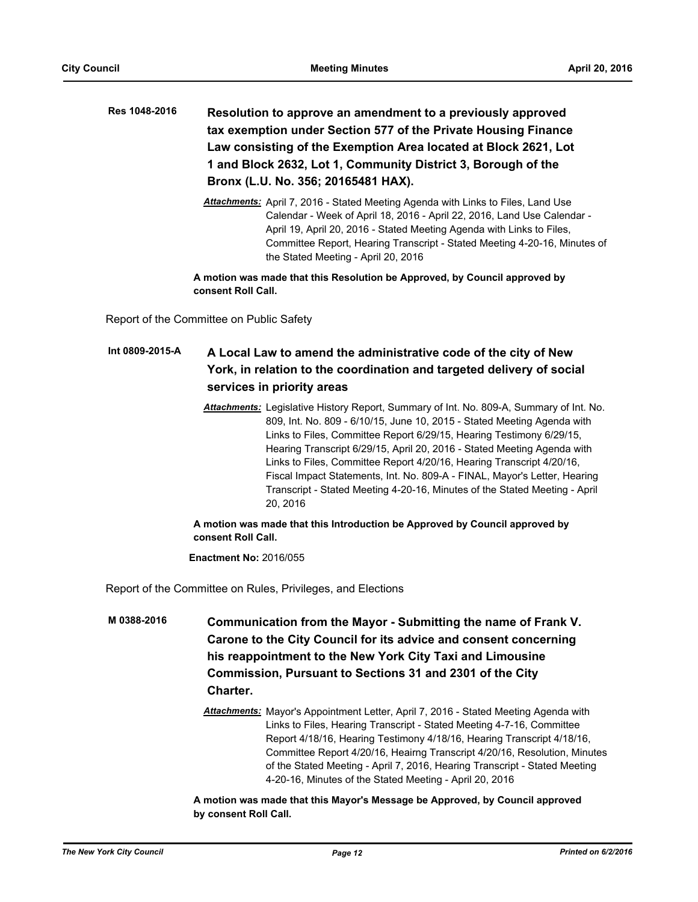**Res 1048-2016** **Resolution to approve an amendment to a previously approved tax exemption under Section 577 of the Private Housing Finance Law consisting of the Exemption Area located at Block 2621, Lot 1 and Block 2632, Lot 1, Community District 3, Borough of the Bronx (L.U. No. 356; 20165481 HAX).**

***Attachments:*** April 7, 2016 - Stated Meeting Agenda with Links to Files, Land Use Calendar - Week of April 18, 2016 - April 22, 2016, Land Use Calendar - April 19, April 20, 2016 - Stated Meeting Agenda with Links to Files, Committee Report, Hearing Transcript - Stated Meeting 4-20-16, Minutes of the Stated Meeting - April 20, 2016

**A motion was made that this Resolution be Approved, by Council approved by consent Roll Call.**

Report of the Committee on Public Safety

**Int 0809-2015-A** **A Local Law to amend the administrative code of the city of New York, in relation to the coordination and targeted delivery of social services in priority areas**

***Attachments:*** Legislative History Report, Summary of Int. No. 809-A, Summary of Int. No. 809, Int. No. 809 - 6/10/15, June 10, 2015 - Stated Meeting Agenda with Links to Files, Committee Report 6/29/15, Hearing Testimony 6/29/15, Hearing Transcript 6/29/15, April 20, 2016 - Stated Meeting Agenda with Links to Files, Committee Report 4/20/16, Hearing Transcript 4/20/16, Fiscal Impact Statements, Int. No. 809-A - FINAL, Mayor's Letter, Hearing Transcript - Stated Meeting 4-20-16, Minutes of the Stated Meeting - April 20, 2016

**A motion was made that this Introduction be Approved by Council approved by consent Roll Call.**

**Enactment No:** 2016/055

Report of the Committee on Rules, Privileges, and Elections

**M 0388-2016** **Communication from the Mayor - Submitting the name of Frank V. Carone to the City Council for its advice and consent concerning his reappointment to the New York City Taxi and Limousine Commission, Pursuant to Sections 31 and 2301 of the City Charter.**

***Attachments:*** Mayor's Appointment Letter, April 7, 2016 - Stated Meeting Agenda with Links to Files, Hearing Transcript - Stated Meeting 4-7-16, Committee Report 4/18/16, Hearing Testimony 4/18/16, Hearing Transcript 4/18/16, Committee Report 4/20/16, Heairng Transcript 4/20/16, Resolution, Minutes of the Stated Meeting - April 7, 2016, Hearing Transcript - Stated Meeting 4-20-16, Minutes of the Stated Meeting - April 20, 2016

**A motion was made that this Mayor's Message be Approved, by Council approved by consent Roll Call.**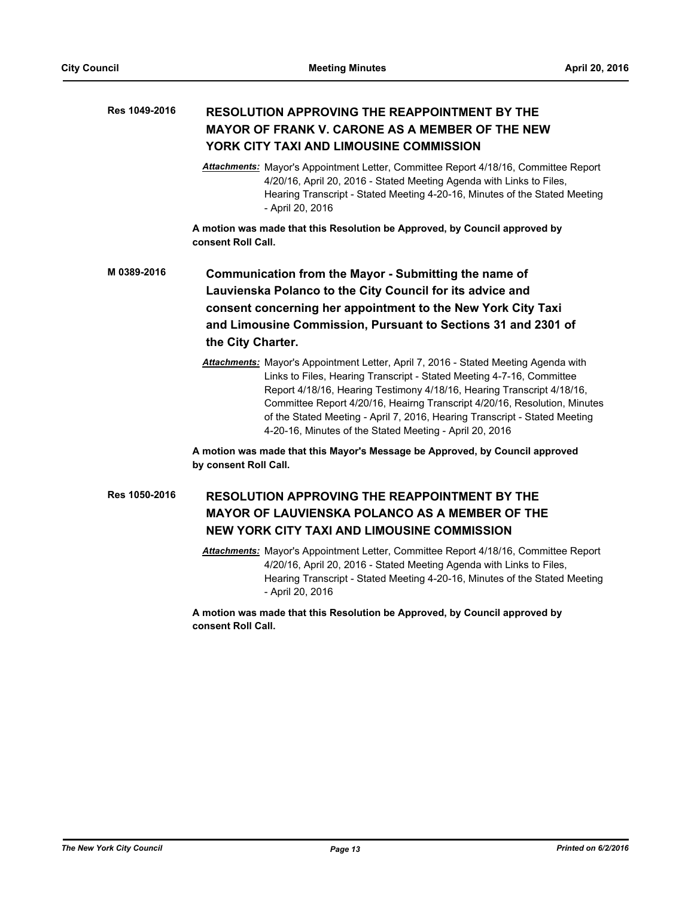**Res 1049-2016** **RESOLUTION APPROVING THE REAPPOINTMENT BY THE MAYOR OF FRANK V. CARONE AS A MEMBER OF THE NEW YORK CITY TAXI AND LIMOUSINE COMMISSION**

***Attachments:*** Mayor's Appointment Letter, Committee Report 4/18/16, Committee Report 4/20/16, April 20, 2016 - Stated Meeting Agenda with Links to Files, Hearing Transcript - Stated Meeting 4-20-16, Minutes of the Stated Meeting - April 20, 2016

**A motion was made that this Resolution be Approved, by Council approved by consent Roll Call.**

**M 0389-2016** **Communication from the Mayor - Submitting the name of Lauvienska Polanco to the City Council for its advice and consent concerning her appointment to the New York City Taxi and Limousine Commission, Pursuant to Sections 31 and 2301 of the City Charter.**

***Attachments:*** Mayor's Appointment Letter, April 7, 2016 - Stated Meeting Agenda with Links to Files, Hearing Transcript - Stated Meeting 4-7-16, Committee Report 4/18/16, Hearing Testimony 4/18/16, Hearing Transcript 4/18/16, Committee Report 4/20/16, Heairng Transcript 4/20/16, Resolution, Minutes of the Stated Meeting - April 7, 2016, Hearing Transcript - Stated Meeting 4-20-16, Minutes of the Stated Meeting - April 20, 2016

**A motion was made that this Mayor's Message be Approved, by Council approved by consent Roll Call.**

**Res 1050-2016** **RESOLUTION APPROVING THE REAPPOINTMENT BY THE MAYOR OF LAUVIENSKA POLANCO AS A MEMBER OF THE NEW YORK CITY TAXI AND LIMOUSINE COMMISSION**

***Attachments:*** Mayor's Appointment Letter, Committee Report 4/18/16, Committee Report 4/20/16, April 20, 2016 - Stated Meeting Agenda with Links to Files, Hearing Transcript - Stated Meeting 4-20-16, Minutes of the Stated Meeting - April 20, 2016

**A motion was made that this Resolution be Approved, by Council approved by consent Roll Call.**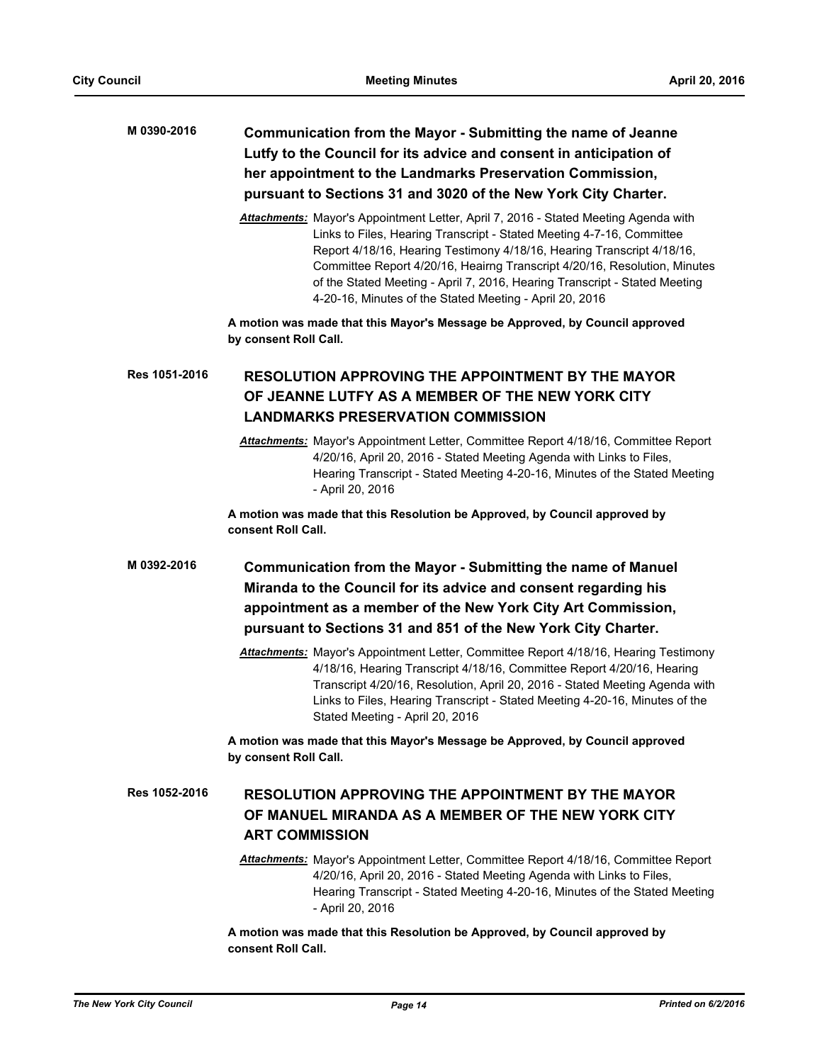**M 0390-2016**

**Communication from the Mayor - Submitting the name of Jeanne Lutfy to the Council for its advice and consent in anticipation of her appointment to the Landmarks Preservation Commission, pursuant to Sections 31 and 3020 of the New York City Charter.**

***Attachments:*** Mayor's Appointment Letter, April 7, 2016 - Stated Meeting Agenda with Links to Files, Hearing Transcript - Stated Meeting 4-7-16, Committee Report 4/18/16, Hearing Testimony 4/18/16, Hearing Transcript 4/18/16, Committee Report 4/20/16, Heairng Transcript 4/20/16, Resolution, Minutes of the Stated Meeting - April 7, 2016, Hearing Transcript - Stated Meeting 4-20-16, Minutes of the Stated Meeting - April 20, 2016

**A motion was made that this Mayor's Message be Approved, by Council approved by consent Roll Call.**

**Res 1051-2016**

**RESOLUTION APPROVING THE APPOINTMENT BY THE MAYOR OF JEANNE LUTFY AS A MEMBER OF THE NEW YORK CITY LANDMARKS PRESERVATION COMMISSION**

***Attachments:*** Mayor's Appointment Letter, Committee Report 4/18/16, Committee Report 4/20/16, April 20, 2016 - Stated Meeting Agenda with Links to Files, Hearing Transcript - Stated Meeting 4-20-16, Minutes of the Stated Meeting - April 20, 2016

**A motion was made that this Resolution be Approved, by Council approved by consent Roll Call.**

**M 0392-2016**

**Communication from the Mayor - Submitting the name of Manuel Miranda to the Council for its advice and consent regarding his appointment as a member of the New York City Art Commission, pursuant to Sections 31 and 851 of the New York City Charter.**

***Attachments:*** Mayor's Appointment Letter, Committee Report 4/18/16, Hearing Testimony 4/18/16, Hearing Transcript 4/18/16, Committee Report 4/20/16, Hearing Transcript 4/20/16, Resolution, April 20, 2016 - Stated Meeting Agenda with Links to Files, Hearing Transcript - Stated Meeting 4-20-16, Minutes of the Stated Meeting - April 20, 2016

**A motion was made that this Mayor's Message be Approved, by Council approved by consent Roll Call.**

**Res 1052-2016**

**RESOLUTION APPROVING THE APPOINTMENT BY THE MAYOR OF MANUEL MIRANDA AS A MEMBER OF THE NEW YORK CITY ART COMMISSION**

***Attachments:*** Mayor's Appointment Letter, Committee Report 4/18/16, Committee Report 4/20/16, April 20, 2016 - Stated Meeting Agenda with Links to Files, Hearing Transcript - Stated Meeting 4-20-16, Minutes of the Stated Meeting - April 20, 2016

**A motion was made that this Resolution be Approved, by Council approved by consent Roll Call.**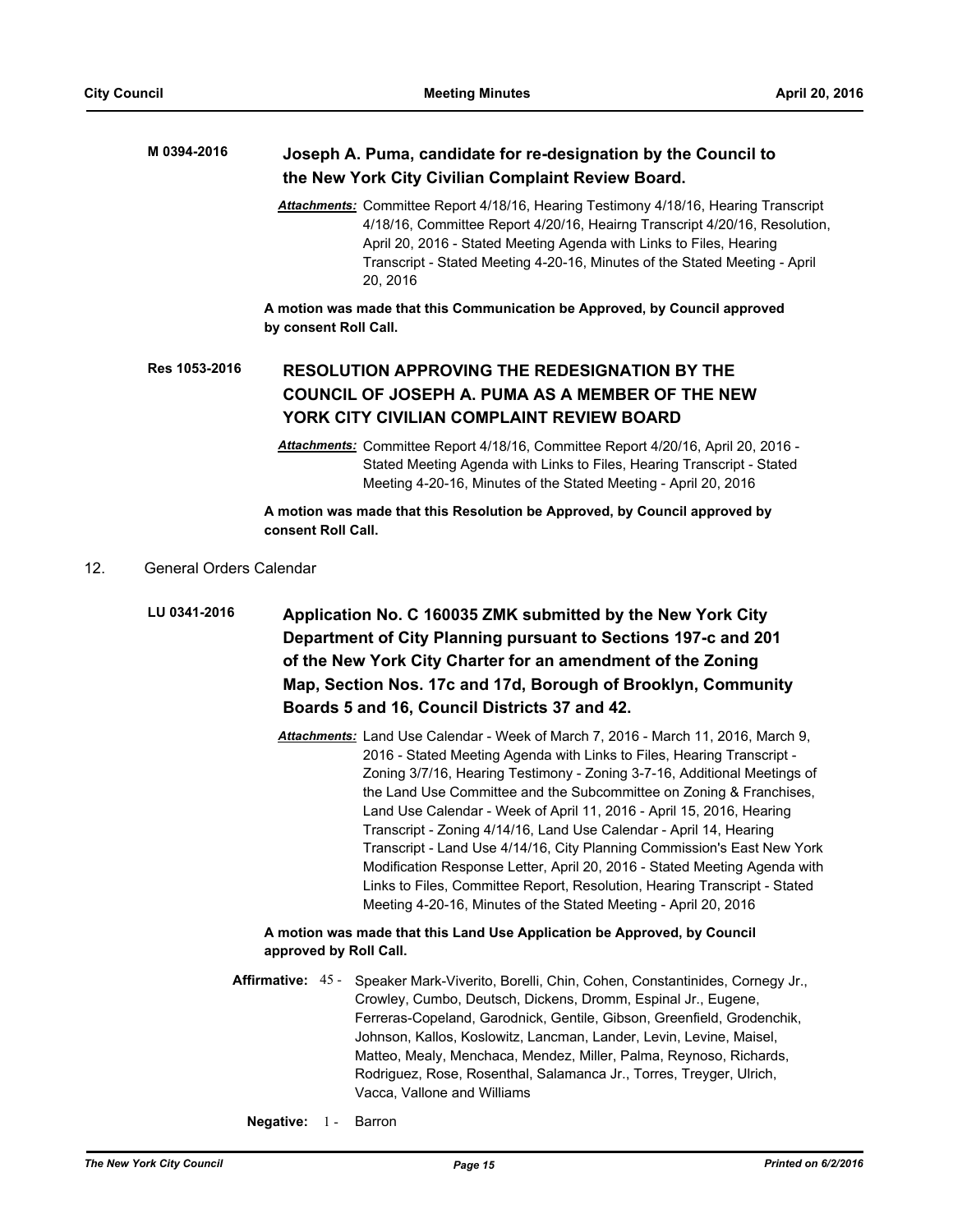**M 0394-2016** **Joseph A. Puma, candidate for re-designation by the Council to the New York City Civilian Complaint Review Board.**

***Attachments:*** Committee Report 4/18/16, Hearing Testimony 4/18/16, Hearing Transcript 4/18/16, Committee Report 4/20/16, Heairng Transcript 4/20/16, Resolution, April 20, 2016 - Stated Meeting Agenda with Links to Files, Hearing Transcript - Stated Meeting 4-20-16, Minutes of the Stated Meeting - April 20, 2016

**A motion was made that this Communication be Approved, by Council approved by consent Roll Call.**

**Res 1053-2016** **RESOLUTION APPROVING THE REDESIGNATION BY THE COUNCIL OF JOSEPH A. PUMA AS A MEMBER OF THE NEW YORK CITY CIVILIAN COMPLAINT REVIEW BOARD**

***Attachments:*** Committee Report 4/18/16, Committee Report 4/20/16, April 20, 2016 - Stated Meeting Agenda with Links to Files, Hearing Transcript - Stated Meeting 4-20-16, Minutes of the Stated Meeting - April 20, 2016

**A motion was made that this Resolution be Approved, by Council approved by consent Roll Call.**

12. General Orders Calendar

**LU 0341-2016** **Application No. C 160035 ZMK submitted by the New York City Department of City Planning pursuant to Sections 197-c and 201 of the New York City Charter for an amendment of the Zoning Map, Section Nos. 17c and 17d, Borough of Brooklyn, Community Boards 5 and 16, Council Districts 37 and 42.**

***Attachments:*** Land Use Calendar - Week of March 7, 2016 - March 11, 2016, March 9, 2016 - Stated Meeting Agenda with Links to Files, Hearing Transcript - Zoning 3/7/16, Hearing Testimony - Zoning 3-7-16, Additional Meetings of the Land Use Committee and the Subcommittee on Zoning & Franchises, Land Use Calendar - Week of April 11, 2016 - April 15, 2016, Hearing Transcript - Zoning 4/14/16, Land Use Calendar - April 14, Hearing Transcript - Land Use 4/14/16, City Planning Commission's East New York Modification Response Letter, April 20, 2016 - Stated Meeting Agenda with Links to Files, Committee Report, Resolution, Hearing Transcript - Stated Meeting 4-20-16, Minutes of the Stated Meeting - April 20, 2016

**A motion was made that this Land Use Application be Approved, by Council approved by Roll Call.**

**Affirmative:** 45 - Speaker Mark-Viverito, Borelli, Chin, Cohen, Constantinides, Cornegy Jr., Crowley, Cumbo, Deutsch, Dickens, Dromm, Espinal Jr., Eugene, Ferreras-Copeland, Garodnick, Gentile, Gibson, Greenfield, Grodenchik, Johnson, Kallos, Koslowitz, Lancman, Lander, Levin, Levine, Maisel, Matteo, Mealy, Menchaca, Mendez, Miller, Palma, Reynoso, Richards, Rodriguez, Rose, Rosenthal, Salamanca Jr., Torres, Treyger, Ulrich, Vacca, Vallone and Williams

**Negative:** 1 - Barron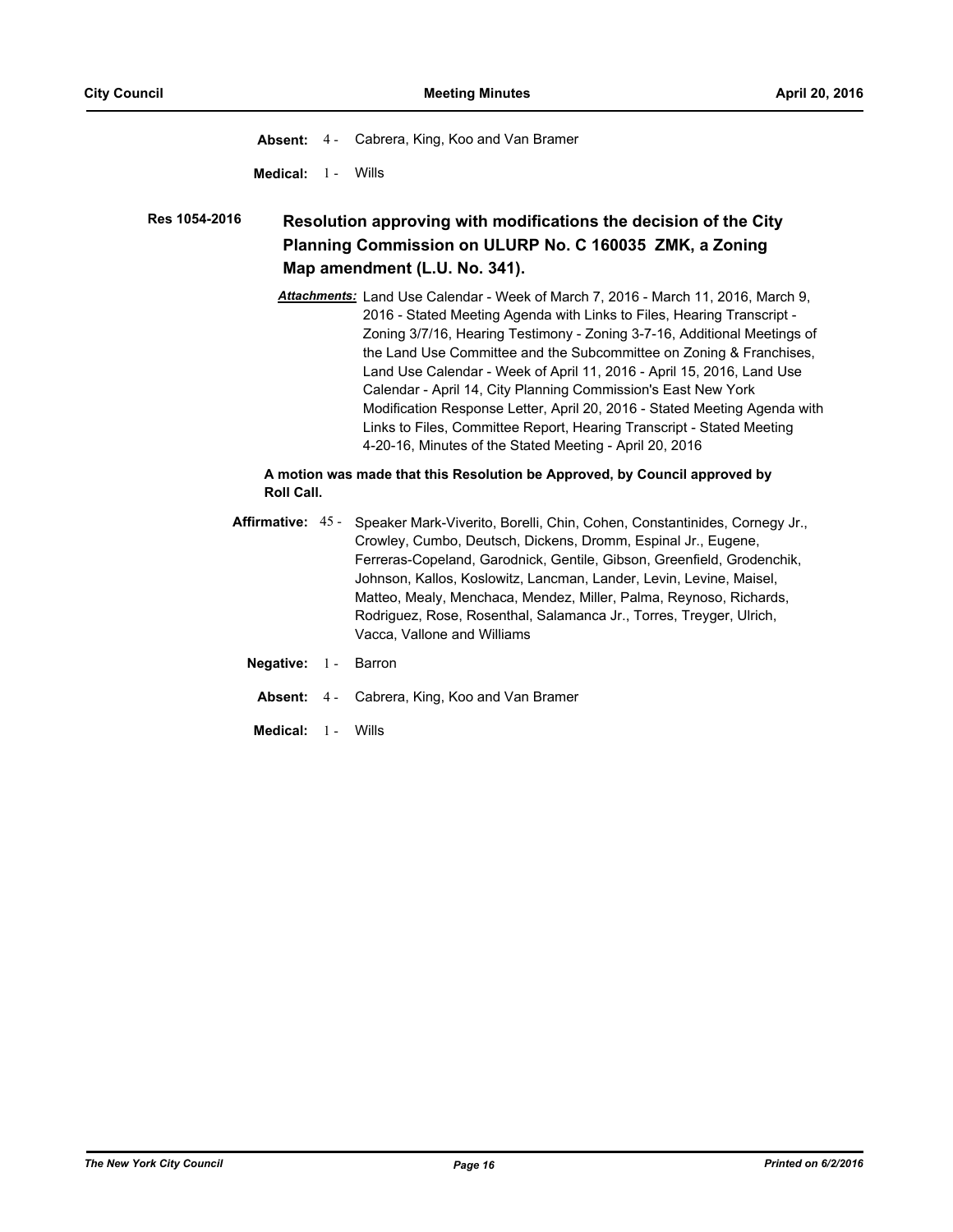**Absent:** 4 - Cabrera, King, Koo and Van Bramer

**Medical:** 1 - Wills

**Res 1054-2016**

### Resolution approving with modifications the decision of the City Planning Commission on ULURP No. C 160035 ZMK, a Zoning Map amendment (L.U. No. 341).

***Attachments:*** Land Use Calendar - Week of March 7, 2016 - March 11, 2016, March 9, 2016 - Stated Meeting Agenda with Links to Files, Hearing Transcript - Zoning 3/7/16, Hearing Testimony - Zoning 3-7-16, Additional Meetings of the Land Use Committee and the Subcommittee on Zoning & Franchises, Land Use Calendar - Week of April 11, 2016 - April 15, 2016, Land Use Calendar - April 14, City Planning Commission's East New York Modification Response Letter, April 20, 2016 - Stated Meeting Agenda with Links to Files, Committee Report, Hearing Transcript - Stated Meeting 4-20-16, Minutes of the Stated Meeting - April 20, 2016

**A motion was made that this Resolution be Approved, by Council approved by Roll Call.**

**Affirmative:** 45 - Speaker Mark-Viverito, Borelli, Chin, Cohen, Constantinides, Cornegy Jr., Crowley, Cumbo, Deutsch, Dickens, Dromm, Espinal Jr., Eugene, Ferreras-Copeland, Garodnick, Gentile, Gibson, Greenfield, Grodenchik, Johnson, Kallos, Koslowitz, Lancman, Lander, Levin, Levine, Maisel, Matteo, Mealy, Menchaca, Mendez, Miller, Palma, Reynoso, Richards, Rodriguez, Rose, Rosenthal, Salamanca Jr., Torres, Treyger, Ulrich, Vacca, Vallone and Williams

**Negative:** 1 - Barron

**Absent:** 4 - Cabrera, King, Koo and Van Bramer

**Medical:** 1 - Wills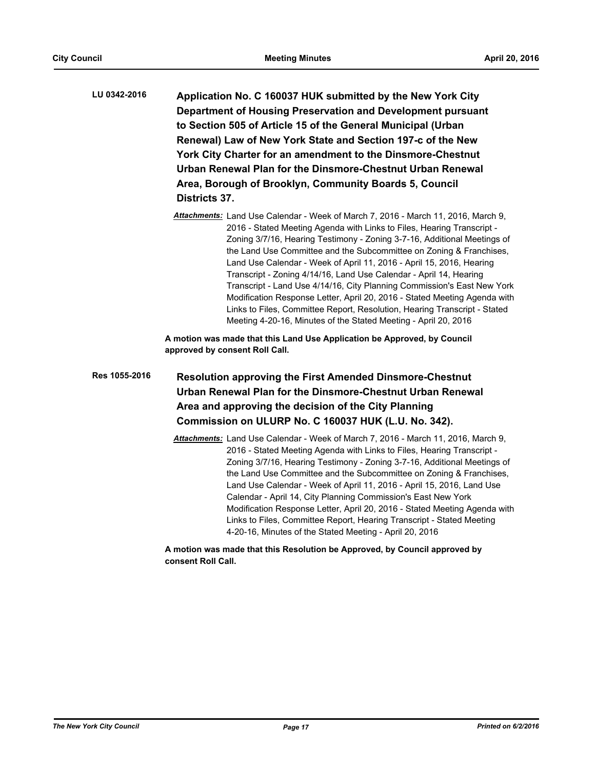**LU 0342-2016** **Application No. C 160037 HUK submitted by the New York City Department of Housing Preservation and Development pursuant to Section 505 of Article 15 of the General Municipal (Urban Renewal) Law of New York State and Section 197-c of the New York City Charter for an amendment to the Dinsmore-Chestnut Urban Renewal Plan for the Dinsmore-Chestnut Urban Renewal Area, Borough of Brooklyn, Community Boards 5, Council Districts 37.**

*Attachments:* Land Use Calendar - Week of March 7, 2016 - March 11, 2016, March 9, 2016 - Stated Meeting Agenda with Links to Files, Hearing Transcript - Zoning 3/7/16, Hearing Testimony - Zoning 3-7-16, Additional Meetings of the Land Use Committee and the Subcommittee on Zoning & Franchises, Land Use Calendar - Week of April 11, 2016 - April 15, 2016, Hearing Transcript - Zoning 4/14/16, Land Use Calendar - April 14, Hearing Transcript - Land Use 4/14/16, City Planning Commission's East New York Modification Response Letter, April 20, 2016 - Stated Meeting Agenda with Links to Files, Committee Report, Resolution, Hearing Transcript - Stated Meeting 4-20-16, Minutes of the Stated Meeting - April 20, 2016

**A motion was made that this Land Use Application be Approved, by Council approved by consent Roll Call.**

**Res 1055-2016** **Resolution approving the First Amended Dinsmore-Chestnut Urban Renewal Plan for the Dinsmore-Chestnut Urban Renewal Area and approving the decision of the City Planning Commission on ULURP No. C 160037 HUK (L.U. No. 342).**

*Attachments:* Land Use Calendar - Week of March 7, 2016 - March 11, 2016, March 9, 2016 - Stated Meeting Agenda with Links to Files, Hearing Transcript - Zoning 3/7/16, Hearing Testimony - Zoning 3-7-16, Additional Meetings of the Land Use Committee and the Subcommittee on Zoning & Franchises, Land Use Calendar - Week of April 11, 2016 - April 15, 2016, Land Use Calendar - April 14, City Planning Commission's East New York Modification Response Letter, April 20, 2016 - Stated Meeting Agenda with Links to Files, Committee Report, Hearing Transcript - Stated Meeting 4-20-16, Minutes of the Stated Meeting - April 20, 2016

**A motion was made that this Resolution be Approved, by Council approved by consent Roll Call.**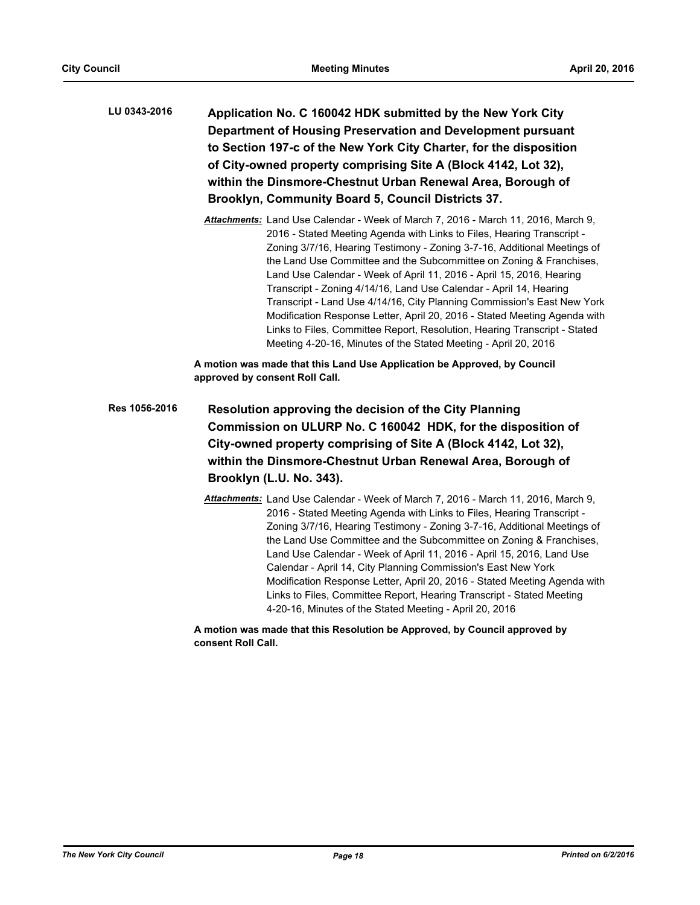**LU 0343-2016** **Application No. C 160042 HDK submitted by the New York City Department of Housing Preservation and Development pursuant to Section 197-c of the New York City Charter, for the disposition of City-owned property comprising Site A (Block 4142, Lot 32), within the Dinsmore-Chestnut Urban Renewal Area, Borough of Brooklyn, Community Board 5, Council Districts 37.**

*Attachments:* Land Use Calendar - Week of March 7, 2016 - March 11, 2016, March 9, 2016 - Stated Meeting Agenda with Links to Files, Hearing Transcript - Zoning 3/7/16, Hearing Testimony - Zoning 3-7-16, Additional Meetings of the Land Use Committee and the Subcommittee on Zoning & Franchises, Land Use Calendar - Week of April 11, 2016 - April 15, 2016, Hearing Transcript - Zoning 4/14/16, Land Use Calendar - April 14, Hearing Transcript - Land Use 4/14/16, City Planning Commission's East New York Modification Response Letter, April 20, 2016 - Stated Meeting Agenda with Links to Files, Committee Report, Resolution, Hearing Transcript - Stated Meeting 4-20-16, Minutes of the Stated Meeting - April 20, 2016

**A motion was made that this Land Use Application be Approved, by Council approved by consent Roll Call.**

**Res 1056-2016** **Resolution approving the decision of the City Planning Commission on ULURP No. C 160042 HDK, for the disposition of City-owned property comprising of Site A (Block 4142, Lot 32), within the Dinsmore-Chestnut Urban Renewal Area, Borough of Brooklyn (L.U. No. 343).**

*Attachments:* Land Use Calendar - Week of March 7, 2016 - March 11, 2016, March 9, 2016 - Stated Meeting Agenda with Links to Files, Hearing Transcript - Zoning 3/7/16, Hearing Testimony - Zoning 3-7-16, Additional Meetings of the Land Use Committee and the Subcommittee on Zoning & Franchises, Land Use Calendar - Week of April 11, 2016 - April 15, 2016, Land Use Calendar - April 14, City Planning Commission's East New York Modification Response Letter, April 20, 2016 - Stated Meeting Agenda with Links to Files, Committee Report, Hearing Transcript - Stated Meeting 4-20-16, Minutes of the Stated Meeting - April 20, 2016

**A motion was made that this Resolution be Approved, by Council approved by consent Roll Call.**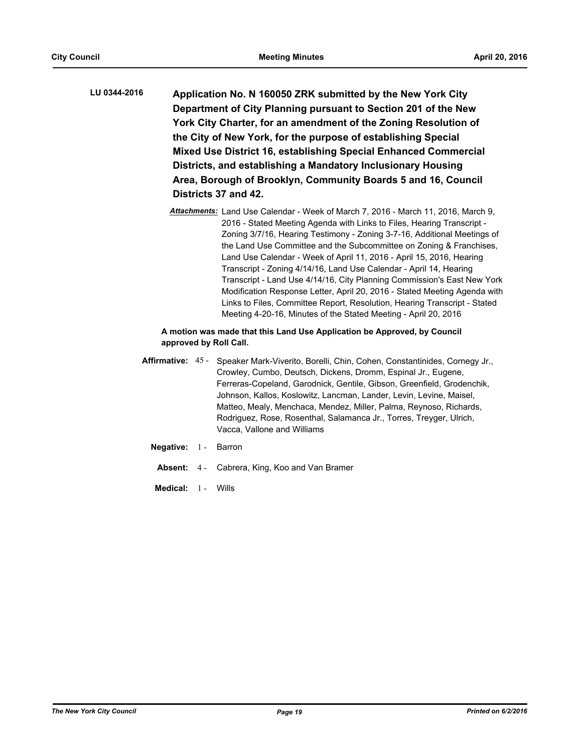**LU 0344-2016** **Application No. N 160050 ZRK submitted by the New York City Department of City Planning pursuant to Section 201 of the New York City Charter, for an amendment of the Zoning Resolution of the City of New York, for the purpose of establishing Special Mixed Use District 16, establishing Special Enhanced Commercial Districts, and establishing a Mandatory Inclusionary Housing Area, Borough of Brooklyn, Community Boards 5 and 16, Council Districts 37 and 42.**

***Attachments:*** Land Use Calendar - Week of March 7, 2016 - March 11, 2016, March 9, 2016 - Stated Meeting Agenda with Links to Files, Hearing Transcript - Zoning 3/7/16, Hearing Testimony - Zoning 3-7-16, Additional Meetings of the Land Use Committee and the Subcommittee on Zoning & Franchises, Land Use Calendar - Week of April 11, 2016 - April 15, 2016, Hearing Transcript - Zoning 4/14/16, Land Use Calendar - April 14, Hearing Transcript - Land Use 4/14/16, City Planning Commission's East New York Modification Response Letter, April 20, 2016 - Stated Meeting Agenda with Links to Files, Committee Report, Resolution, Hearing Transcript - Stated Meeting 4-20-16, Minutes of the Stated Meeting - April 20, 2016

**A motion was made that this Land Use Application be Approved, by Council approved by Roll Call.**

**Affirmative:** 45 - Speaker Mark-Viverito, Borelli, Chin, Cohen, Constantinides, Cornegy Jr., Crowley, Cumbo, Deutsch, Dickens, Dromm, Espinal Jr., Eugene, Ferreras-Copeland, Garodnick, Gentile, Gibson, Greenfield, Grodenchik, Johnson, Kallos, Koslowitz, Lancman, Lander, Levin, Levine, Maisel, Matteo, Mealy, Menchaca, Mendez, Miller, Palma, Reynoso, Richards, Rodriguez, Rose, Rosenthal, Salamanca Jr., Torres, Treyger, Ulrich, Vacca, Vallone and Williams

**Negative:** 1 - Barron

**Absent:** 4 - Cabrera, King, Koo and Van Bramer

**Medical:** 1 - Wills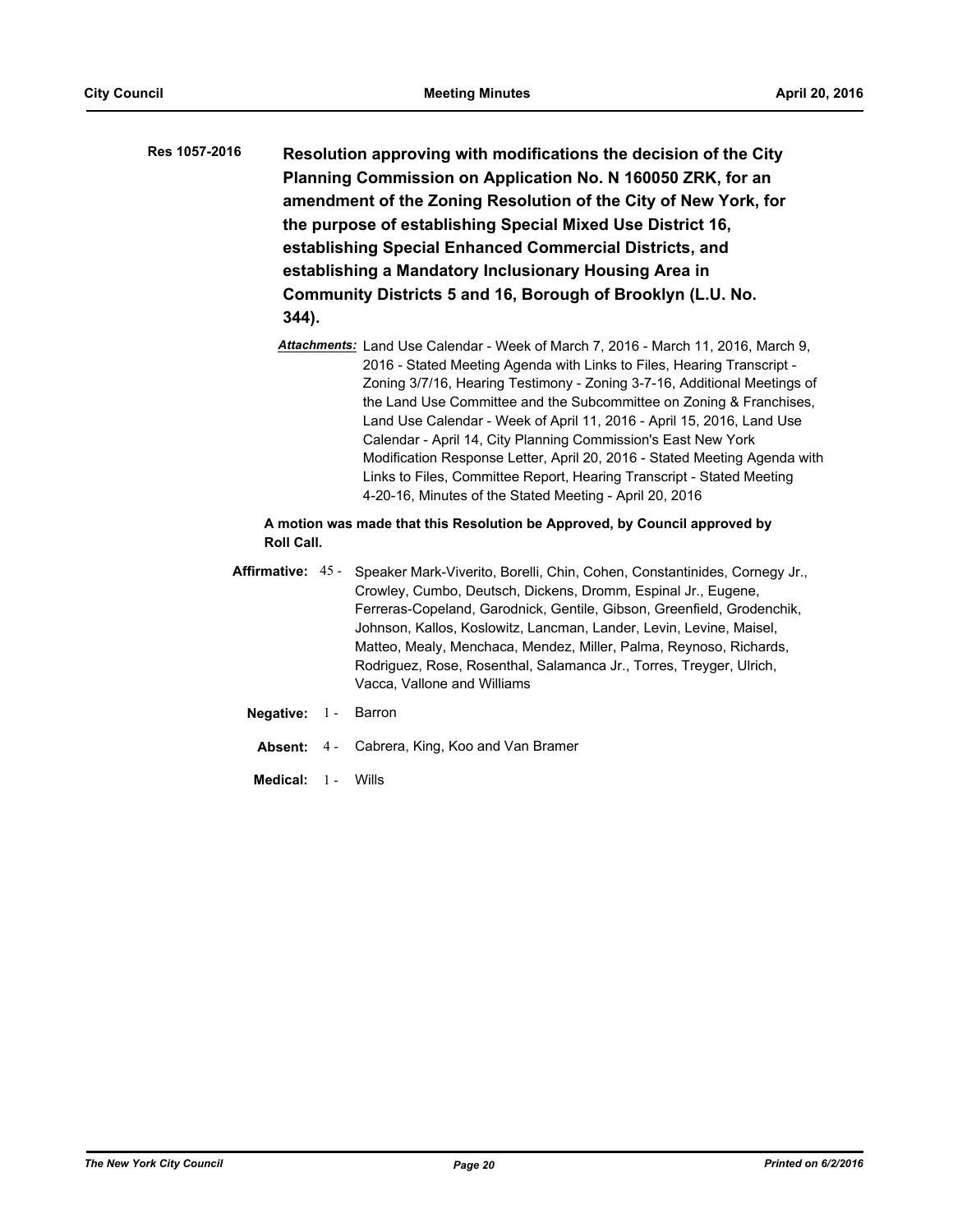**Res 1057-2016** **Resolution approving with modifications the decision of the City Planning Commission on Application No. N 160050 ZRK, for an amendment of the Zoning Resolution of the City of New York, for the purpose of establishing Special Mixed Use District 16, establishing Special Enhanced Commercial Districts, and establishing a Mandatory Inclusionary Housing Area in Community Districts 5 and 16, Borough of Brooklyn (L.U. No. 344).**

***Attachments:*** Land Use Calendar - Week of March 7, 2016 - March 11, 2016, March 9, 2016 - Stated Meeting Agenda with Links to Files, Hearing Transcript - Zoning 3/7/16, Hearing Testimony - Zoning 3-7-16, Additional Meetings of the Land Use Committee and the Subcommittee on Zoning & Franchises, Land Use Calendar - Week of April 11, 2016 - April 15, 2016, Land Use Calendar - April 14, City Planning Commission's East New York Modification Response Letter, April 20, 2016 - Stated Meeting Agenda with Links to Files, Committee Report, Hearing Transcript - Stated Meeting 4-20-16, Minutes of the Stated Meeting - April 20, 2016

**A motion was made that this Resolution be Approved, by Council approved by Roll Call.**

**Affirmative:** 45 - Speaker Mark-Viverito, Borelli, Chin, Cohen, Constantinides, Cornegy Jr., Crowley, Cumbo, Deutsch, Dickens, Dromm, Espinal Jr., Eugene, Ferreras-Copeland, Garodnick, Gentile, Gibson, Greenfield, Grodenchik, Johnson, Kallos, Koslowitz, Lancman, Lander, Levin, Levine, Maisel, Matteo, Mealy, Menchaca, Mendez, Miller, Palma, Reynoso, Richards, Rodriguez, Rose, Rosenthal, Salamanca Jr., Torres, Treyger, Ulrich, Vacca, Vallone and Williams

**Negative:** 1 - Barron

**Absent:** 4 - Cabrera, King, Koo and Van Bramer

**Medical:** 1 - Wills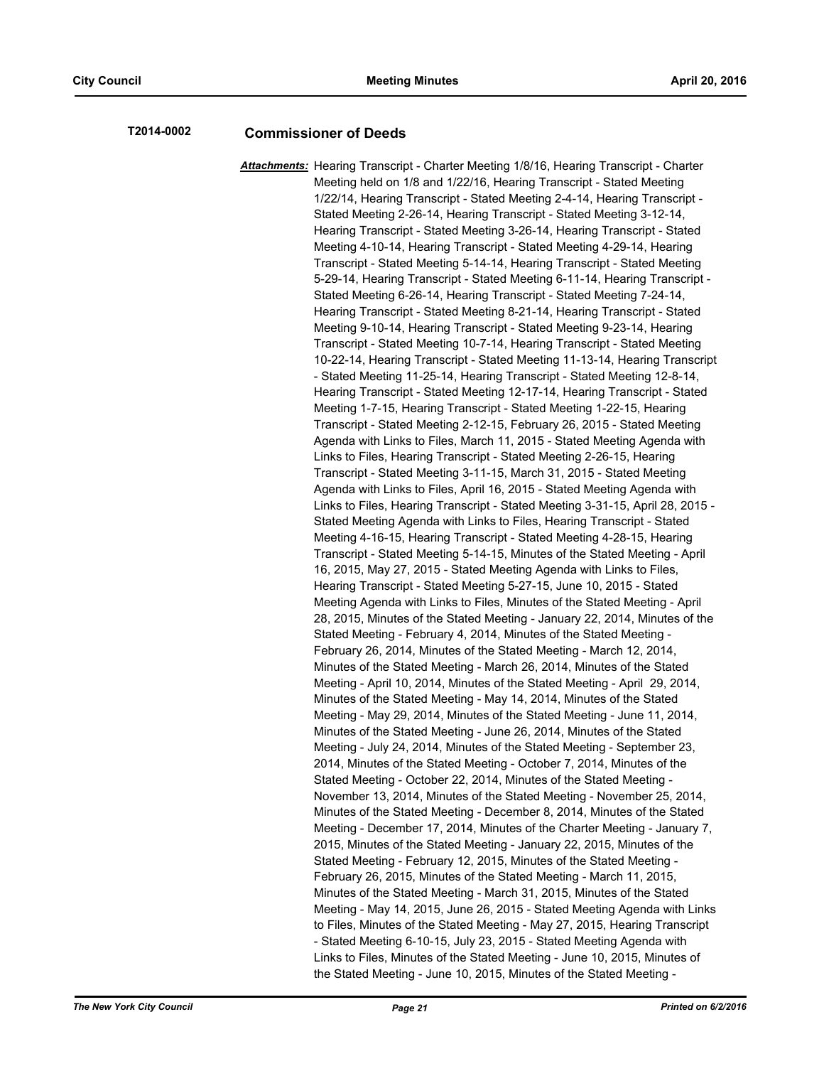**T2014-0002** **Commissioner of Deeds**

***Attachments:*** Hearing Transcript - Charter Meeting 1/8/16, Hearing Transcript - Charter Meeting held on 1/8 and 1/22/16, Hearing Transcript - Stated Meeting 1/22/14, Hearing Transcript - Stated Meeting 2-4-14, Hearing Transcript - Stated Meeting 2-26-14, Hearing Transcript - Stated Meeting 3-12-14, Hearing Transcript - Stated Meeting 3-26-14, Hearing Transcript - Stated Meeting 4-10-14, Hearing Transcript - Stated Meeting 4-29-14, Hearing Transcript - Stated Meeting 5-14-14, Hearing Transcript - Stated Meeting 5-29-14, Hearing Transcript - Stated Meeting 6-11-14, Hearing Transcript - Stated Meeting 6-26-14, Hearing Transcript - Stated Meeting 7-24-14, Hearing Transcript - Stated Meeting 8-21-14, Hearing Transcript - Stated Meeting 9-10-14, Hearing Transcript - Stated Meeting 9-23-14, Hearing Transcript - Stated Meeting 10-7-14, Hearing Transcript - Stated Meeting 10-22-14, Hearing Transcript - Stated Meeting 11-13-14, Hearing Transcript - Stated Meeting 11-25-14, Hearing Transcript - Stated Meeting 12-8-14, Hearing Transcript - Stated Meeting 12-17-14, Hearing Transcript - Stated Meeting 1-7-15, Hearing Transcript - Stated Meeting 1-22-15, Hearing Transcript - Stated Meeting 2-12-15, February 26, 2015 - Stated Meeting Agenda with Links to Files, March 11, 2015 - Stated Meeting Agenda with Links to Files, Hearing Transcript - Stated Meeting 2-26-15, Hearing Transcript - Stated Meeting 3-11-15, March 31, 2015 - Stated Meeting Agenda with Links to Files, April 16, 2015 - Stated Meeting Agenda with Links to Files, Hearing Transcript - Stated Meeting 3-31-15, April 28, 2015 - Stated Meeting Agenda with Links to Files, Hearing Transcript - Stated Meeting 4-16-15, Hearing Transcript - Stated Meeting 4-28-15, Hearing Transcript - Stated Meeting 5-14-15, Minutes of the Stated Meeting - April 16, 2015, May 27, 2015 - Stated Meeting Agenda with Links to Files, Hearing Transcript - Stated Meeting 5-27-15, June 10, 2015 - Stated Meeting Agenda with Links to Files, Minutes of the Stated Meeting - April 28, 2015, Minutes of the Stated Meeting - January 22, 2014, Minutes of the Stated Meeting - February 4, 2014, Minutes of the Stated Meeting - February 26, 2014, Minutes of the Stated Meeting - March 12, 2014, Minutes of the Stated Meeting - March 26, 2014, Minutes of the Stated Meeting - April 10, 2014, Minutes of the Stated Meeting - April 29, 2014, Minutes of the Stated Meeting - May 14, 2014, Minutes of the Stated Meeting - May 29, 2014, Minutes of the Stated Meeting - June 11, 2014, Minutes of the Stated Meeting - June 26, 2014, Minutes of the Stated Meeting - July 24, 2014, Minutes of the Stated Meeting - September 23, 2014, Minutes of the Stated Meeting - October 7, 2014, Minutes of the Stated Meeting - October 22, 2014, Minutes of the Stated Meeting - November 13, 2014, Minutes of the Stated Meeting - November 25, 2014, Minutes of the Stated Meeting - December 8, 2014, Minutes of the Stated Meeting - December 17, 2014, Minutes of the Charter Meeting - January 7, 2015, Minutes of the Stated Meeting - January 22, 2015, Minutes of the Stated Meeting - February 12, 2015, Minutes of the Stated Meeting - February 26, 2015, Minutes of the Stated Meeting - March 11, 2015, Minutes of the Stated Meeting - March 31, 2015, Minutes of the Stated Meeting - May 14, 2015, June 26, 2015 - Stated Meeting Agenda with Links to Files, Minutes of the Stated Meeting - May 27, 2015, Hearing Transcript - Stated Meeting 6-10-15, July 23, 2015 - Stated Meeting Agenda with Links to Files, Minutes of the Stated Meeting - June 10, 2015, Minutes of the Stated Meeting - June 10, 2015, Minutes of the Stated Meeting -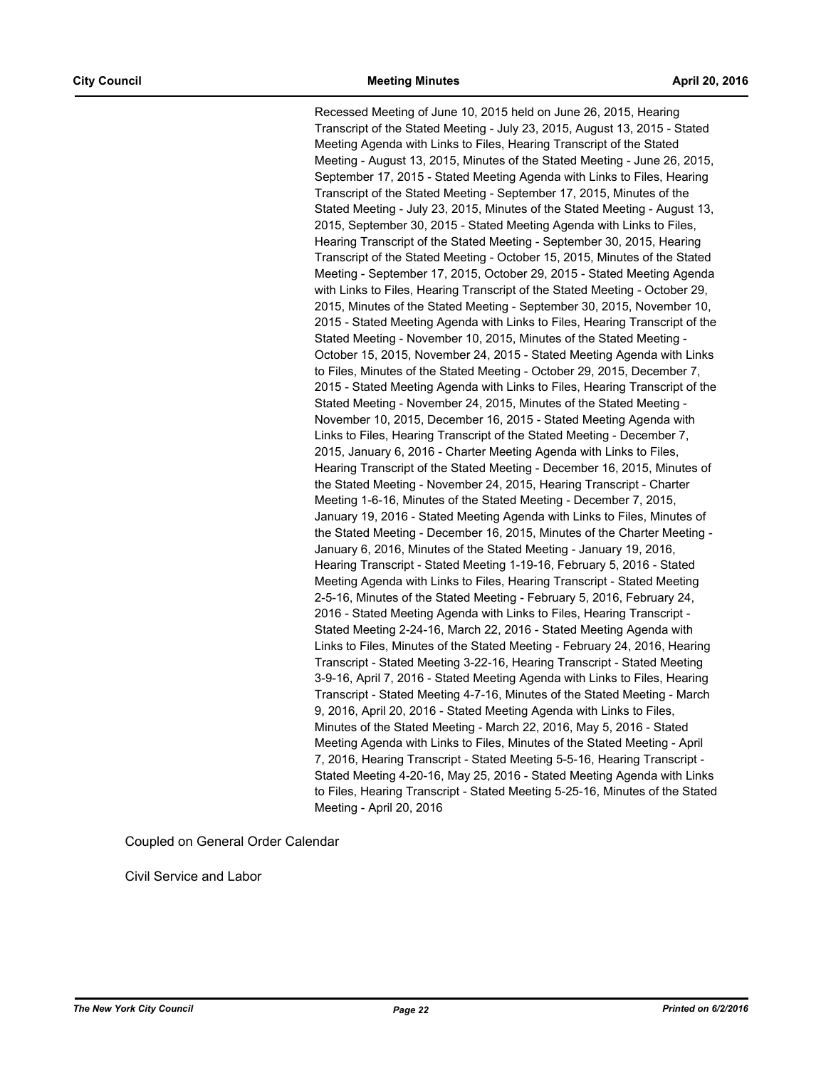Recessed Meeting of June 10, 2015 held on June 26, 2015, Hearing Transcript of the Stated Meeting - July 23, 2015, August 13, 2015 - Stated Meeting Agenda with Links to Files, Hearing Transcript of the Stated Meeting - August 13, 2015, Minutes of the Stated Meeting - June 26, 2015, September 17, 2015 - Stated Meeting Agenda with Links to Files, Hearing Transcript of the Stated Meeting - September 17, 2015, Minutes of the Stated Meeting - July 23, 2015, Minutes of the Stated Meeting - August 13, 2015, September 30, 2015 - Stated Meeting Agenda with Links to Files, Hearing Transcript of the Stated Meeting - September 30, 2015, Hearing Transcript of the Stated Meeting - October 15, 2015, Minutes of the Stated Meeting - September 17, 2015, October 29, 2015 - Stated Meeting Agenda with Links to Files, Hearing Transcript of the Stated Meeting - October 29, 2015, Minutes of the Stated Meeting - September 30, 2015, November 10, 2015 - Stated Meeting Agenda with Links to Files, Hearing Transcript of the Stated Meeting - November 10, 2015, Minutes of the Stated Meeting - October 15, 2015, November 24, 2015 - Stated Meeting Agenda with Links to Files, Minutes of the Stated Meeting - October 29, 2015, December 7, 2015 - Stated Meeting Agenda with Links to Files, Hearing Transcript of the Stated Meeting - November 24, 2015, Minutes of the Stated Meeting - November 10, 2015, December 16, 2015 - Stated Meeting Agenda with Links to Files, Hearing Transcript of the Stated Meeting - December 7, 2015, January 6, 2016 - Charter Meeting Agenda with Links to Files, Hearing Transcript of the Stated Meeting - December 16, 2015, Minutes of the Stated Meeting - November 24, 2015, Hearing Transcript - Charter Meeting 1-6-16, Minutes of the Stated Meeting - December 7, 2015, January 19, 2016 - Stated Meeting Agenda with Links to Files, Minutes of the Stated Meeting - December 16, 2015, Minutes of the Charter Meeting - January 6, 2016, Minutes of the Stated Meeting - January 19, 2016, Hearing Transcript - Stated Meeting 1-19-16, February 5, 2016 - Stated Meeting Agenda with Links to Files, Hearing Transcript - Stated Meeting 2-5-16, Minutes of the Stated Meeting - February 5, 2016, February 24, 2016 - Stated Meeting Agenda with Links to Files, Hearing Transcript - Stated Meeting 2-24-16, March 22, 2016 - Stated Meeting Agenda with Links to Files, Minutes of the Stated Meeting - February 24, 2016, Hearing Transcript - Stated Meeting 3-22-16, Hearing Transcript - Stated Meeting 3-9-16, April 7, 2016 - Stated Meeting Agenda with Links to Files, Hearing Transcript - Stated Meeting 4-7-16, Minutes of the Stated Meeting - March 9, 2016, April 20, 2016 - Stated Meeting Agenda with Links to Files, Minutes of the Stated Meeting - March 22, 2016, May 5, 2016 - Stated Meeting Agenda with Links to Files, Minutes of the Stated Meeting - April 7, 2016, Hearing Transcript - Stated Meeting 5-5-16, Hearing Transcript - Stated Meeting 4-20-16, May 25, 2016 - Stated Meeting Agenda with Links to Files, Hearing Transcript - Stated Meeting 5-25-16, Minutes of the Stated Meeting - April 20, 2016

Coupled on General Order Calendar

Civil Service and Labor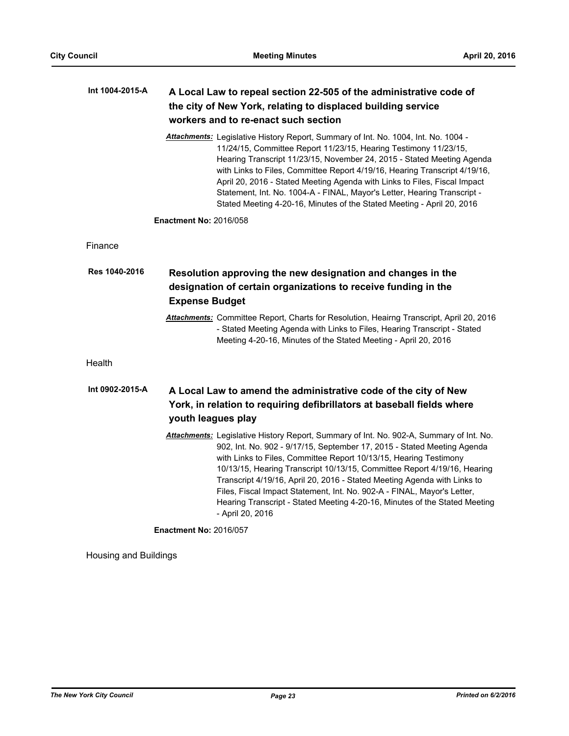**Int 1004-2015-A** **A Local Law to repeal section 22-505 of the administrative code of the city of New York, relating to displaced building service workers and to re-enact such section**

***Attachments:*** Legislative History Report, Summary of Int. No. 1004, Int. No. 1004 - 11/24/15, Committee Report 11/23/15, Hearing Testimony 11/23/15, Hearing Transcript 11/23/15, November 24, 2015 - Stated Meeting Agenda with Links to Files, Committee Report 4/19/16, Hearing Transcript 4/19/16, April 20, 2016 - Stated Meeting Agenda with Links to Files, Fiscal Impact Statement, Int. No. 1004-A - FINAL, Mayor's Letter, Hearing Transcript - Stated Meeting 4-20-16, Minutes of the Stated Meeting - April 20, 2016

**Enactment No:** 2016/058

Finance

**Res 1040-2016** **Resolution approving the new designation and changes in the designation of certain organizations to receive funding in the Expense Budget**

***Attachments:*** Committee Report, Charts for Resolution, Heairng Transcript, April 20, 2016 - Stated Meeting Agenda with Links to Files, Hearing Transcript - Stated Meeting 4-20-16, Minutes of the Stated Meeting - April 20, 2016

Health

**Int 0902-2015-A** **A Local Law to amend the administrative code of the city of New York, in relation to requiring defibrillators at baseball fields where youth leagues play**

***Attachments:*** Legislative History Report, Summary of Int. No. 902-A, Summary of Int. No. 902, Int. No. 902 - 9/17/15, September 17, 2015 - Stated Meeting Agenda with Links to Files, Committee Report 10/13/15, Hearing Testimony 10/13/15, Hearing Transcript 10/13/15, Committee Report 4/19/16, Hearing Transcript 4/19/16, April 20, 2016 - Stated Meeting Agenda with Links to Files, Fiscal Impact Statement, Int. No. 902-A - FINAL, Mayor's Letter, Hearing Transcript - Stated Meeting 4-20-16, Minutes of the Stated Meeting - April 20, 2016

**Enactment No:** 2016/057

Housing and Buildings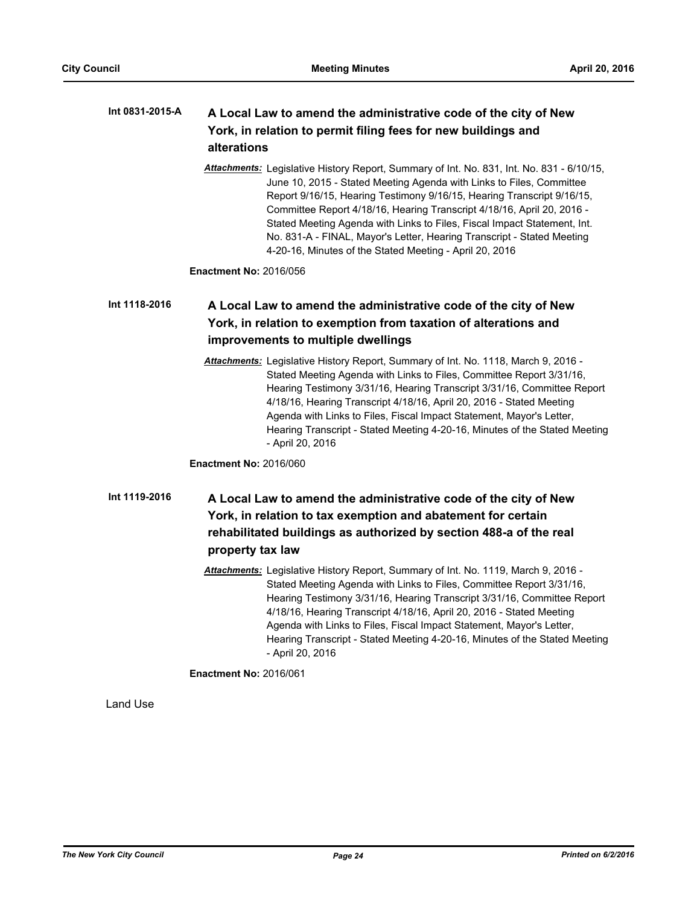**Int 0831-2015-A** **A Local Law to amend the administrative code of the city of New York, in relation to permit filing fees for new buildings and alterations**

*Attachments:* Legislative History Report, Summary of Int. No. 831, Int. No. 831 - 6/10/15, June 10, 2015 - Stated Meeting Agenda with Links to Files, Committee Report 9/16/15, Hearing Testimony 9/16/15, Hearing Transcript 9/16/15, Committee Report 4/18/16, Hearing Transcript 4/18/16, April 20, 2016 - Stated Meeting Agenda with Links to Files, Fiscal Impact Statement, Int. No. 831-A - FINAL, Mayor's Letter, Hearing Transcript - Stated Meeting 4-20-16, Minutes of the Stated Meeting - April 20, 2016

**Enactment No:** 2016/056

**Int 1118-2016** **A Local Law to amend the administrative code of the city of New York, in relation to exemption from taxation of alterations and improvements to multiple dwellings**

*Attachments:* Legislative History Report, Summary of Int. No. 1118, March 9, 2016 - Stated Meeting Agenda with Links to Files, Committee Report 3/31/16, Hearing Testimony 3/31/16, Hearing Transcript 3/31/16, Committee Report 4/18/16, Hearing Transcript 4/18/16, April 20, 2016 - Stated Meeting Agenda with Links to Files, Fiscal Impact Statement, Mayor's Letter, Hearing Transcript - Stated Meeting 4-20-16, Minutes of the Stated Meeting - April 20, 2016

**Enactment No:** 2016/060

**Int 1119-2016** **A Local Law to amend the administrative code of the city of New York, in relation to tax exemption and abatement for certain rehabilitated buildings as authorized by section 488-a of the real property tax law**

*Attachments:* Legislative History Report, Summary of Int. No. 1119, March 9, 2016 - Stated Meeting Agenda with Links to Files, Committee Report 3/31/16, Hearing Testimony 3/31/16, Hearing Transcript 3/31/16, Committee Report 4/18/16, Hearing Transcript 4/18/16, April 20, 2016 - Stated Meeting Agenda with Links to Files, Fiscal Impact Statement, Mayor's Letter, Hearing Transcript - Stated Meeting 4-20-16, Minutes of the Stated Meeting - April 20, 2016

**Enactment No:** 2016/061

Land Use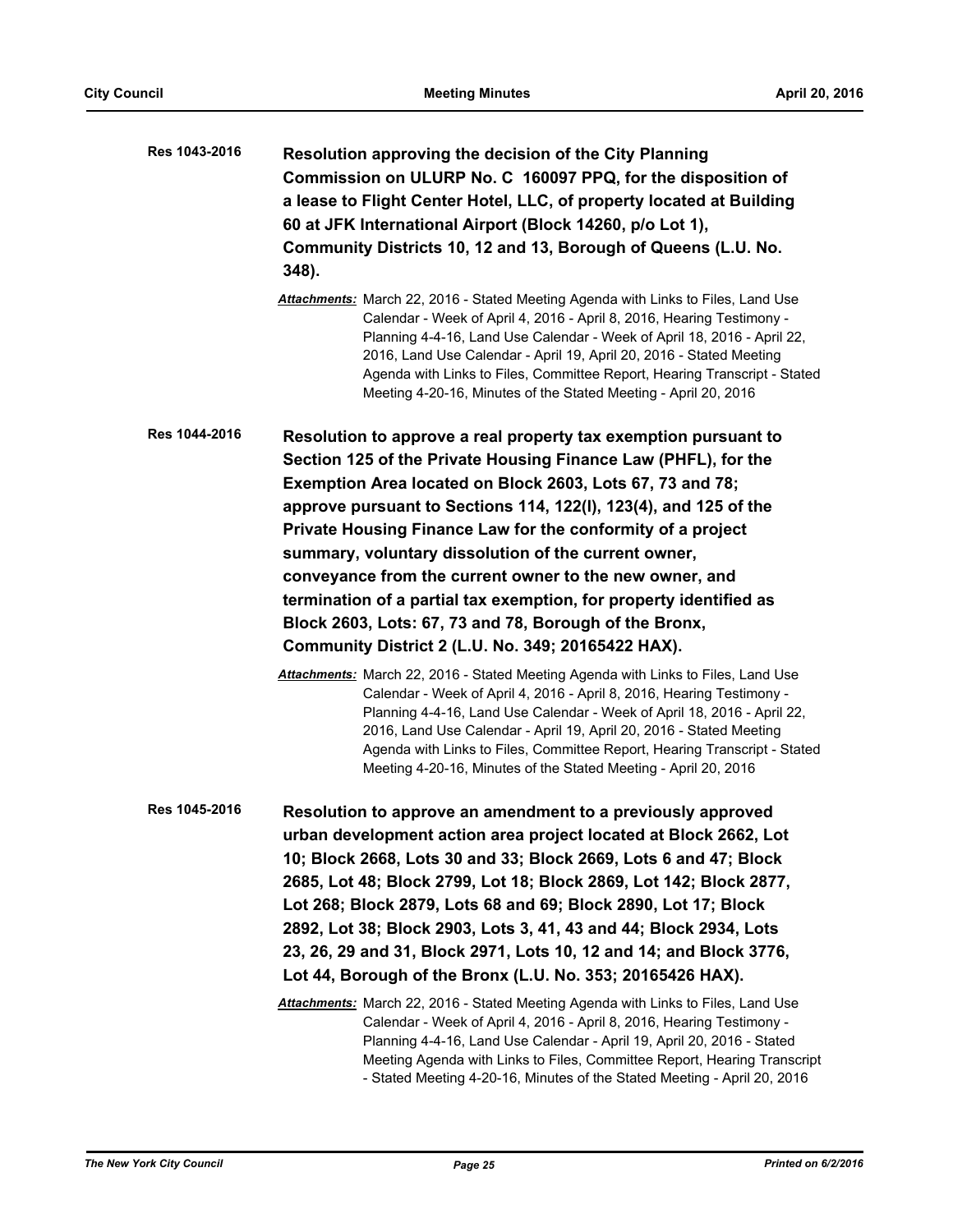**Res 1043-2016** **Resolution approving the decision of the City Planning Commission on ULURP No. C 160097 PPQ, for the disposition of a lease to Flight Center Hotel, LLC, of property located at Building 60 at JFK International Airport (Block 14260, p/o Lot 1), Community Districts 10, 12 and 13, Borough of Queens (L.U. No. 348).**

***Attachments:*** March 22, 2016 - Stated Meeting Agenda with Links to Files, Land Use Calendar - Week of April 4, 2016 - April 8, 2016, Hearing Testimony - Planning 4-4-16, Land Use Calendar - Week of April 18, 2016 - April 22, 2016, Land Use Calendar - April 19, April 20, 2016 - Stated Meeting Agenda with Links to Files, Committee Report, Hearing Transcript - Stated Meeting 4-20-16, Minutes of the Stated Meeting - April 20, 2016

**Res 1044-2016** **Resolution to approve a real property tax exemption pursuant to Section 125 of the Private Housing Finance Law (PHFL), for the Exemption Area located on Block 2603, Lots 67, 73 and 78; approve pursuant to Sections 114, 122(l), 123(4), and 125 of the Private Housing Finance Law for the conformity of a project summary, voluntary dissolution of the current owner, conveyance from the current owner to the new owner, and termination of a partial tax exemption, for property identified as Block 2603, Lots: 67, 73 and 78, Borough of the Bronx, Community District 2 (L.U. No. 349; 20165422 HAX).**

***Attachments:*** March 22, 2016 - Stated Meeting Agenda with Links to Files, Land Use Calendar - Week of April 4, 2016 - April 8, 2016, Hearing Testimony - Planning 4-4-16, Land Use Calendar - Week of April 18, 2016 - April 22, 2016, Land Use Calendar - April 19, April 20, 2016 - Stated Meeting Agenda with Links to Files, Committee Report, Hearing Transcript - Stated Meeting 4-20-16, Minutes of the Stated Meeting - April 20, 2016

**Res 1045-2016** **Resolution to approve an amendment to a previously approved urban development action area project located at Block 2662, Lot 10; Block 2668, Lots 30 and 33; Block 2669, Lots 6 and 47; Block 2685, Lot 48; Block 2799, Lot 18; Block 2869, Lot 142; Block 2877, Lot 268; Block 2879, Lots 68 and 69; Block 2890, Lot 17; Block 2892, Lot 38; Block 2903, Lots 3, 41, 43 and 44; Block 2934, Lots 23, 26, 29 and 31, Block 2971, Lots 10, 12 and 14; and Block 3776, Lot 44, Borough of the Bronx (L.U. No. 353; 20165426 HAX).**

***Attachments:*** March 22, 2016 - Stated Meeting Agenda with Links to Files, Land Use Calendar - Week of April 4, 2016 - April 8, 2016, Hearing Testimony - Planning 4-4-16, Land Use Calendar - April 19, April 20, 2016 - Stated Meeting Agenda with Links to Files, Committee Report, Hearing Transcript - Stated Meeting 4-20-16, Minutes of the Stated Meeting - April 20, 2016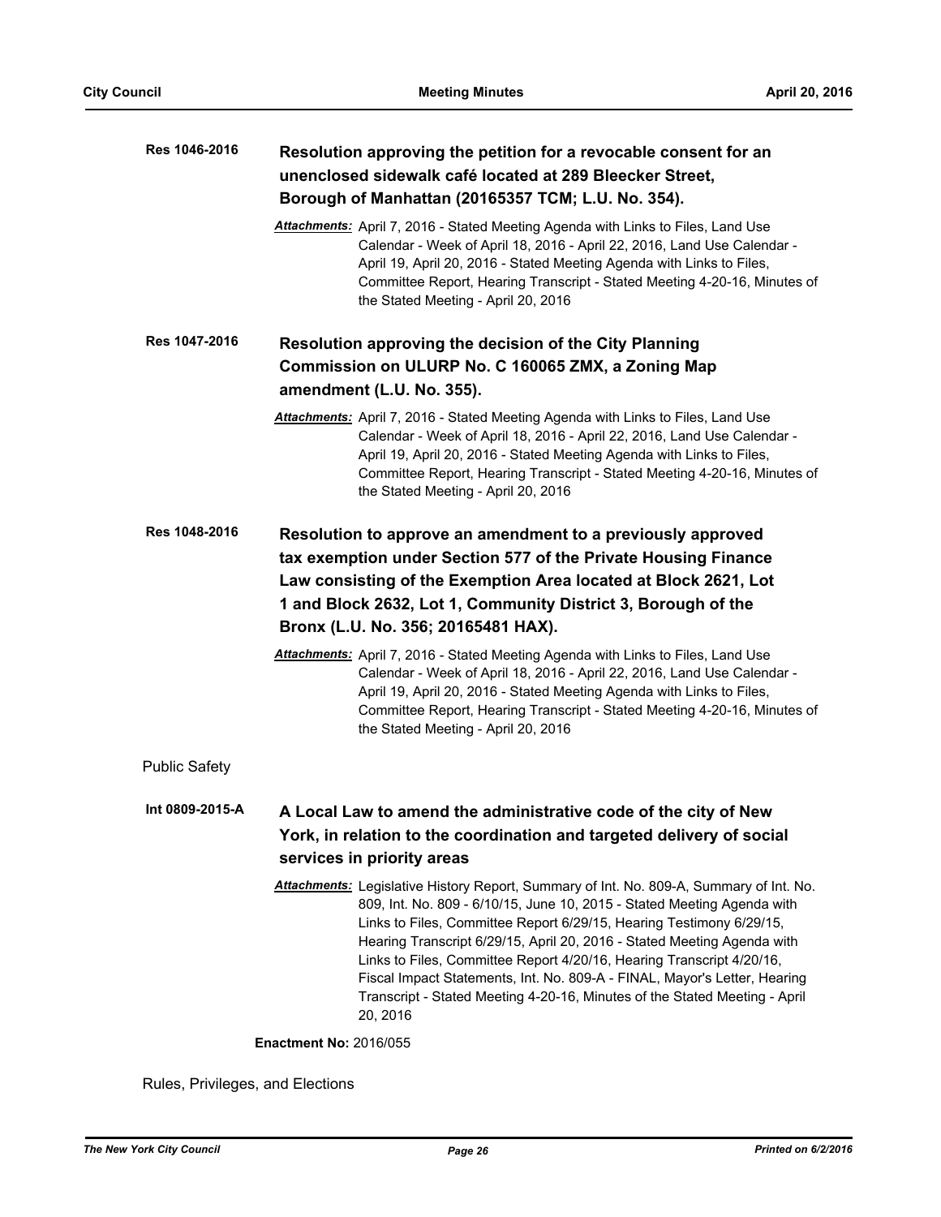**Res 1046-2016** **Resolution approving the petition for a revocable consent for an unenclosed sidewalk café located at 289 Bleecker Street, Borough of Manhattan (20165357 TCM; L.U. No. 354).**

*Attachments:* April 7, 2016 - Stated Meeting Agenda with Links to Files, Land Use Calendar - Week of April 18, 2016 - April 22, 2016, Land Use Calendar - April 19, April 20, 2016 - Stated Meeting Agenda with Links to Files, Committee Report, Hearing Transcript - Stated Meeting 4-20-16, Minutes of the Stated Meeting - April 20, 2016

**Res 1047-2016** **Resolution approving the decision of the City Planning Commission on ULURP No. C 160065 ZMX, a Zoning Map amendment (L.U. No. 355).**

*Attachments:* April 7, 2016 - Stated Meeting Agenda with Links to Files, Land Use Calendar - Week of April 18, 2016 - April 22, 2016, Land Use Calendar - April 19, April 20, 2016 - Stated Meeting Agenda with Links to Files, Committee Report, Hearing Transcript - Stated Meeting 4-20-16, Minutes of the Stated Meeting - April 20, 2016

**Res 1048-2016** **Resolution to approve an amendment to a previously approved tax exemption under Section 577 of the Private Housing Finance Law consisting of the Exemption Area located at Block 2621, Lot 1 and Block 2632, Lot 1, Community District 3, Borough of the Bronx (L.U. No. 356; 20165481 HAX).**

*Attachments:* April 7, 2016 - Stated Meeting Agenda with Links to Files, Land Use Calendar - Week of April 18, 2016 - April 22, 2016, Land Use Calendar - April 19, April 20, 2016 - Stated Meeting Agenda with Links to Files, Committee Report, Hearing Transcript - Stated Meeting 4-20-16, Minutes of the Stated Meeting - April 20, 2016

Public Safety

**Int 0809-2015-A** **A Local Law to amend the administrative code of the city of New York, in relation to the coordination and targeted delivery of social services in priority areas**

*Attachments:* Legislative History Report, Summary of Int. No. 809-A, Summary of Int. No. 809, Int. No. 809 - 6/10/15, June 10, 2015 - Stated Meeting Agenda with Links to Files, Committee Report 6/29/15, Hearing Testimony 6/29/15, Hearing Transcript 6/29/15, April 20, 2016 - Stated Meeting Agenda with Links to Files, Committee Report 4/20/16, Hearing Transcript 4/20/16, Fiscal Impact Statements, Int. No. 809-A - FINAL, Mayor's Letter, Hearing Transcript - Stated Meeting 4-20-16, Minutes of the Stated Meeting - April 20, 2016

**Enactment No:** 2016/055

Rules, Privileges, and Elections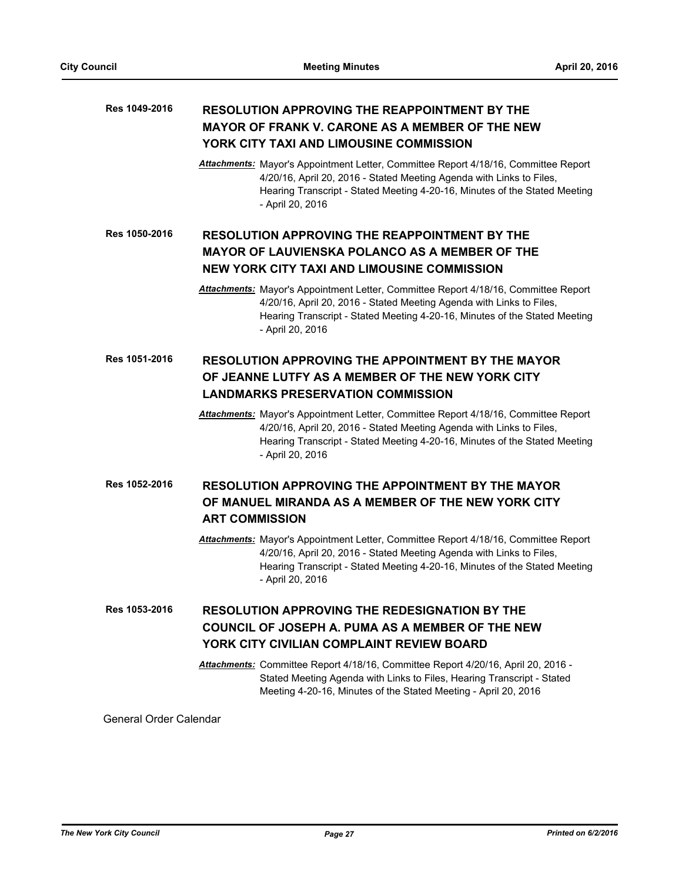**Res 1049-2016** **RESOLUTION APPROVING THE REAPPOINTMENT BY THE MAYOR OF FRANK V. CARONE AS A MEMBER OF THE NEW YORK CITY TAXI AND LIMOUSINE COMMISSION**

***Attachments:*** Mayor's Appointment Letter, Committee Report 4/18/16, Committee Report 4/20/16, April 20, 2016 - Stated Meeting Agenda with Links to Files, Hearing Transcript - Stated Meeting 4-20-16, Minutes of the Stated Meeting - April 20, 2016

**Res 1050-2016** **RESOLUTION APPROVING THE REAPPOINTMENT BY THE MAYOR OF LAUVIENSKA POLANCO AS A MEMBER OF THE NEW YORK CITY TAXI AND LIMOUSINE COMMISSION**

***Attachments:*** Mayor's Appointment Letter, Committee Report 4/18/16, Committee Report 4/20/16, April 20, 2016 - Stated Meeting Agenda with Links to Files, Hearing Transcript - Stated Meeting 4-20-16, Minutes of the Stated Meeting - April 20, 2016

**Res 1051-2016** **RESOLUTION APPROVING THE APPOINTMENT BY THE MAYOR OF JEANNE LUTFY AS A MEMBER OF THE NEW YORK CITY LANDMARKS PRESERVATION COMMISSION**

***Attachments:*** Mayor's Appointment Letter, Committee Report 4/18/16, Committee Report 4/20/16, April 20, 2016 - Stated Meeting Agenda with Links to Files, Hearing Transcript - Stated Meeting 4-20-16, Minutes of the Stated Meeting - April 20, 2016

**Res 1052-2016** **RESOLUTION APPROVING THE APPOINTMENT BY THE MAYOR OF MANUEL MIRANDA AS A MEMBER OF THE NEW YORK CITY ART COMMISSION**

***Attachments:*** Mayor's Appointment Letter, Committee Report 4/18/16, Committee Report 4/20/16, April 20, 2016 - Stated Meeting Agenda with Links to Files, Hearing Transcript - Stated Meeting 4-20-16, Minutes of the Stated Meeting - April 20, 2016

**Res 1053-2016** **RESOLUTION APPROVING THE REDESIGNATION BY THE COUNCIL OF JOSEPH A. PUMA AS A MEMBER OF THE NEW YORK CITY CIVILIAN COMPLAINT REVIEW BOARD**

***Attachments:*** Committee Report 4/18/16, Committee Report 4/20/16, April 20, 2016 - Stated Meeting Agenda with Links to Files, Hearing Transcript - Stated Meeting 4-20-16, Minutes of the Stated Meeting - April 20, 2016

General Order Calendar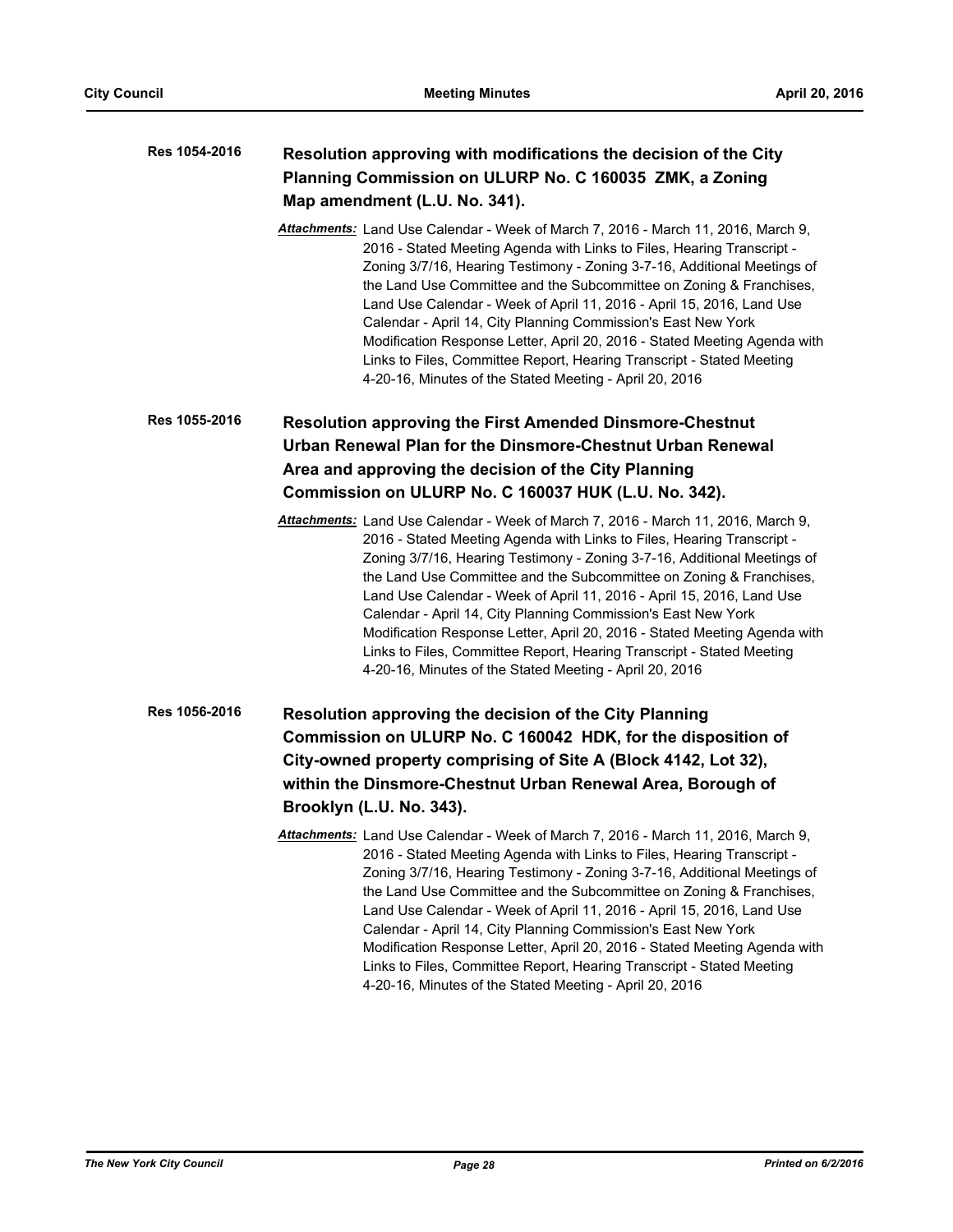**Res 1054-2016** **Resolution approving with modifications the decision of the City Planning Commission on ULURP No. C 160035 ZMK, a Zoning Map amendment (L.U. No. 341).**

*Attachments:* Land Use Calendar - Week of March 7, 2016 - March 11, 2016, March 9, 2016 - Stated Meeting Agenda with Links to Files, Hearing Transcript - Zoning 3/7/16, Hearing Testimony - Zoning 3-7-16, Additional Meetings of the Land Use Committee and the Subcommittee on Zoning & Franchises, Land Use Calendar - Week of April 11, 2016 - April 15, 2016, Land Use Calendar - April 14, City Planning Commission's East New York Modification Response Letter, April 20, 2016 - Stated Meeting Agenda with Links to Files, Committee Report, Hearing Transcript - Stated Meeting 4-20-16, Minutes of the Stated Meeting - April 20, 2016

**Res 1055-2016** **Resolution approving the First Amended Dinsmore-Chestnut Urban Renewal Plan for the Dinsmore-Chestnut Urban Renewal Area and approving the decision of the City Planning Commission on ULURP No. C 160037 HUK (L.U. No. 342).**

*Attachments:* Land Use Calendar - Week of March 7, 2016 - March 11, 2016, March 9, 2016 - Stated Meeting Agenda with Links to Files, Hearing Transcript - Zoning 3/7/16, Hearing Testimony - Zoning 3-7-16, Additional Meetings of the Land Use Committee and the Subcommittee on Zoning & Franchises, Land Use Calendar - Week of April 11, 2016 - April 15, 2016, Land Use Calendar - April 14, City Planning Commission's East New York Modification Response Letter, April 20, 2016 - Stated Meeting Agenda with Links to Files, Committee Report, Hearing Transcript - Stated Meeting 4-20-16, Minutes of the Stated Meeting - April 20, 2016

**Res 1056-2016** **Resolution approving the decision of the City Planning Commission on ULURP No. C 160042 HDK, for the disposition of City-owned property comprising of Site A (Block 4142, Lot 32), within the Dinsmore-Chestnut Urban Renewal Area, Borough of Brooklyn (L.U. No. 343).**

*Attachments:* Land Use Calendar - Week of March 7, 2016 - March 11, 2016, March 9, 2016 - Stated Meeting Agenda with Links to Files, Hearing Transcript - Zoning 3/7/16, Hearing Testimony - Zoning 3-7-16, Additional Meetings of the Land Use Committee and the Subcommittee on Zoning & Franchises, Land Use Calendar - Week of April 11, 2016 - April 15, 2016, Land Use Calendar - April 14, City Planning Commission's East New York Modification Response Letter, April 20, 2016 - Stated Meeting Agenda with Links to Files, Committee Report, Hearing Transcript - Stated Meeting 4-20-16, Minutes of the Stated Meeting - April 20, 2016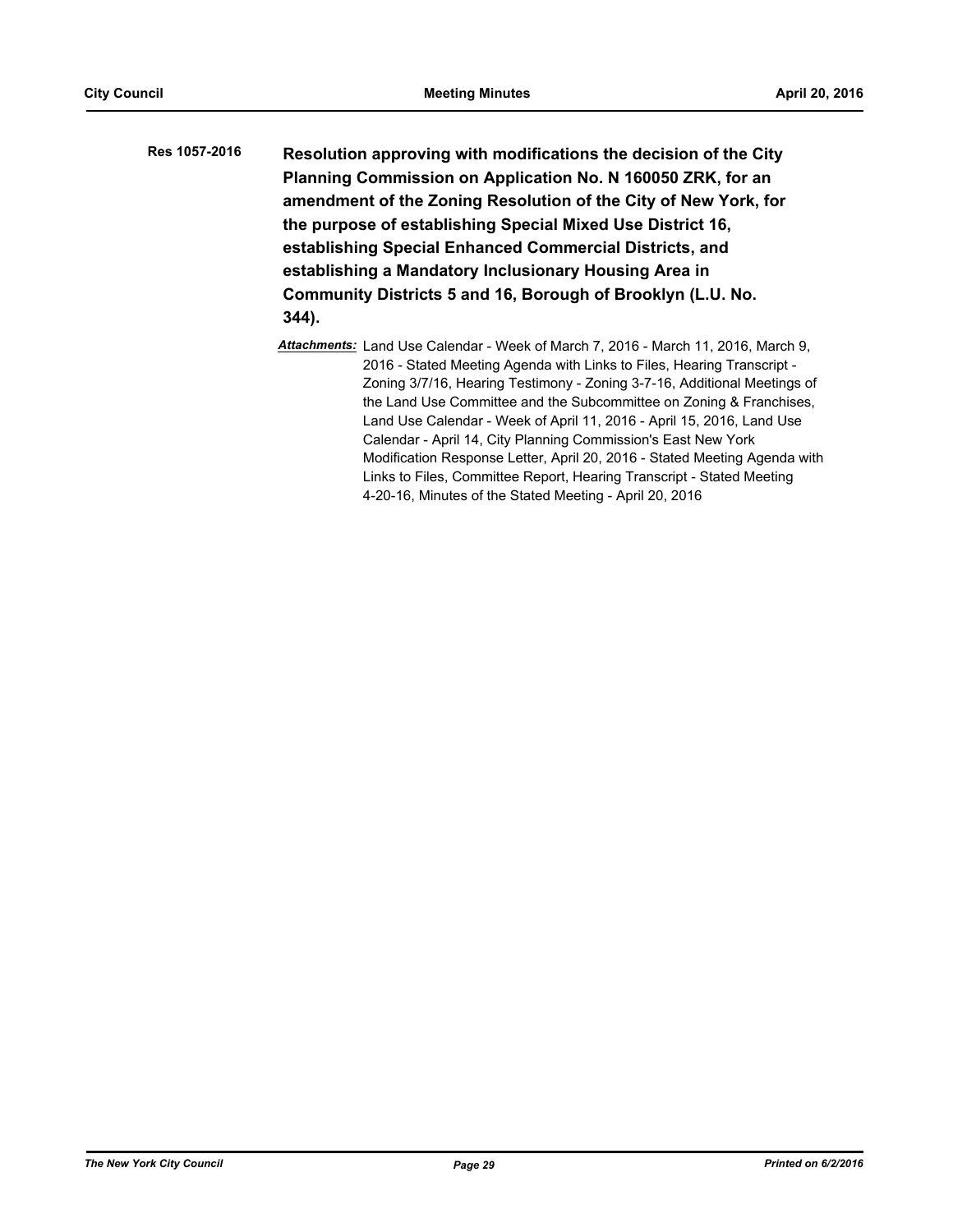**Res 1057-2016** **Resolution approving with modifications the decision of the City Planning Commission on Application No. N 160050 ZRK, for an amendment of the Zoning Resolution of the City of New York, for the purpose of establishing Special Mixed Use District 16, establishing Special Enhanced Commercial Districts, and establishing a Mandatory Inclusionary Housing Area in Community Districts 5 and 16, Borough of Brooklyn (L.U. No. 344).**

***Attachments:*** Land Use Calendar - Week of March 7, 2016 - March 11, 2016, March 9, 2016 - Stated Meeting Agenda with Links to Files, Hearing Transcript - Zoning 3/7/16, Hearing Testimony - Zoning 3-7-16, Additional Meetings of the Land Use Committee and the Subcommittee on Zoning & Franchises, Land Use Calendar - Week of April 11, 2016 - April 15, 2016, Land Use Calendar - April 14, City Planning Commission's East New York Modification Response Letter, April 20, 2016 - Stated Meeting Agenda with Links to Files, Committee Report, Hearing Transcript - Stated Meeting 4-20-16, Minutes of the Stated Meeting - April 20, 2016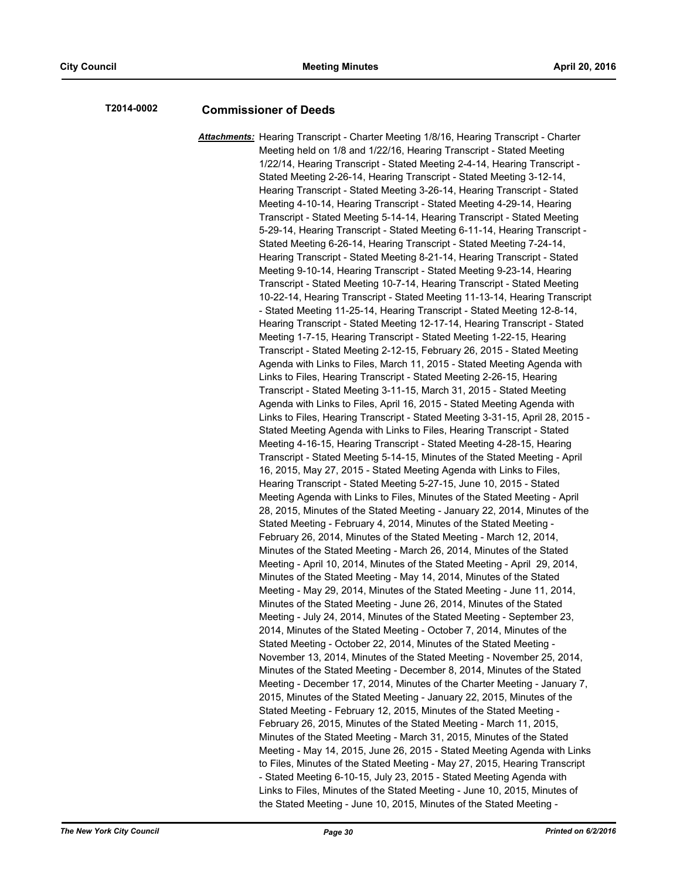**T2014-0002** **Commissioner of Deeds**

***Attachments:*** Hearing Transcript - Charter Meeting 1/8/16, Hearing Transcript - Charter Meeting held on 1/8 and 1/22/16, Hearing Transcript - Stated Meeting 1/22/14, Hearing Transcript - Stated Meeting 2-4-14, Hearing Transcript - Stated Meeting 2-26-14, Hearing Transcript - Stated Meeting 3-12-14, Hearing Transcript - Stated Meeting 3-26-14, Hearing Transcript - Stated Meeting 4-10-14, Hearing Transcript - Stated Meeting 4-29-14, Hearing Transcript - Stated Meeting 5-14-14, Hearing Transcript - Stated Meeting 5-29-14, Hearing Transcript - Stated Meeting 6-11-14, Hearing Transcript - Stated Meeting 6-26-14, Hearing Transcript - Stated Meeting 7-24-14, Hearing Transcript - Stated Meeting 8-21-14, Hearing Transcript - Stated Meeting 9-10-14, Hearing Transcript - Stated Meeting 9-23-14, Hearing Transcript - Stated Meeting 10-7-14, Hearing Transcript - Stated Meeting 10-22-14, Hearing Transcript - Stated Meeting 11-13-14, Hearing Transcript - Stated Meeting 11-25-14, Hearing Transcript - Stated Meeting 12-8-14, Hearing Transcript - Stated Meeting 12-17-14, Hearing Transcript - Stated Meeting 1-7-15, Hearing Transcript - Stated Meeting 1-22-15, Hearing Transcript - Stated Meeting 2-12-15, February 26, 2015 - Stated Meeting Agenda with Links to Files, March 11, 2015 - Stated Meeting Agenda with Links to Files, Hearing Transcript - Stated Meeting 2-26-15, Hearing Transcript - Stated Meeting 3-11-15, March 31, 2015 - Stated Meeting Agenda with Links to Files, April 16, 2015 - Stated Meeting Agenda with Links to Files, Hearing Transcript - Stated Meeting 3-31-15, April 28, 2015 - Stated Meeting Agenda with Links to Files, Hearing Transcript - Stated Meeting 4-16-15, Hearing Transcript - Stated Meeting 4-28-15, Hearing Transcript - Stated Meeting 5-14-15, Minutes of the Stated Meeting - April 16, 2015, May 27, 2015 - Stated Meeting Agenda with Links to Files, Hearing Transcript - Stated Meeting 5-27-15, June 10, 2015 - Stated Meeting Agenda with Links to Files, Minutes of the Stated Meeting - April 28, 2015, Minutes of the Stated Meeting - January 22, 2014, Minutes of the Stated Meeting - February 4, 2014, Minutes of the Stated Meeting - February 26, 2014, Minutes of the Stated Meeting - March 12, 2014, Minutes of the Stated Meeting - March 26, 2014, Minutes of the Stated Meeting - April 10, 2014, Minutes of the Stated Meeting - April 29, 2014, Minutes of the Stated Meeting - May 14, 2014, Minutes of the Stated Meeting - May 29, 2014, Minutes of the Stated Meeting - June 11, 2014, Minutes of the Stated Meeting - June 26, 2014, Minutes of the Stated Meeting - July 24, 2014, Minutes of the Stated Meeting - September 23, 2014, Minutes of the Stated Meeting - October 7, 2014, Minutes of the Stated Meeting - October 22, 2014, Minutes of the Stated Meeting - November 13, 2014, Minutes of the Stated Meeting - November 25, 2014, Minutes of the Stated Meeting - December 8, 2014, Minutes of the Stated Meeting - December 17, 2014, Minutes of the Charter Meeting - January 7, 2015, Minutes of the Stated Meeting - January 22, 2015, Minutes of the Stated Meeting - February 12, 2015, Minutes of the Stated Meeting - February 26, 2015, Minutes of the Stated Meeting - March 11, 2015, Minutes of the Stated Meeting - March 31, 2015, Minutes of the Stated Meeting - May 14, 2015, June 26, 2015 - Stated Meeting Agenda with Links to Files, Minutes of the Stated Meeting - May 27, 2015, Hearing Transcript - Stated Meeting 6-10-15, July 23, 2015 - Stated Meeting Agenda with Links to Files, Minutes of the Stated Meeting - June 10, 2015, Minutes of the Stated Meeting - June 10, 2015, Minutes of the Stated Meeting -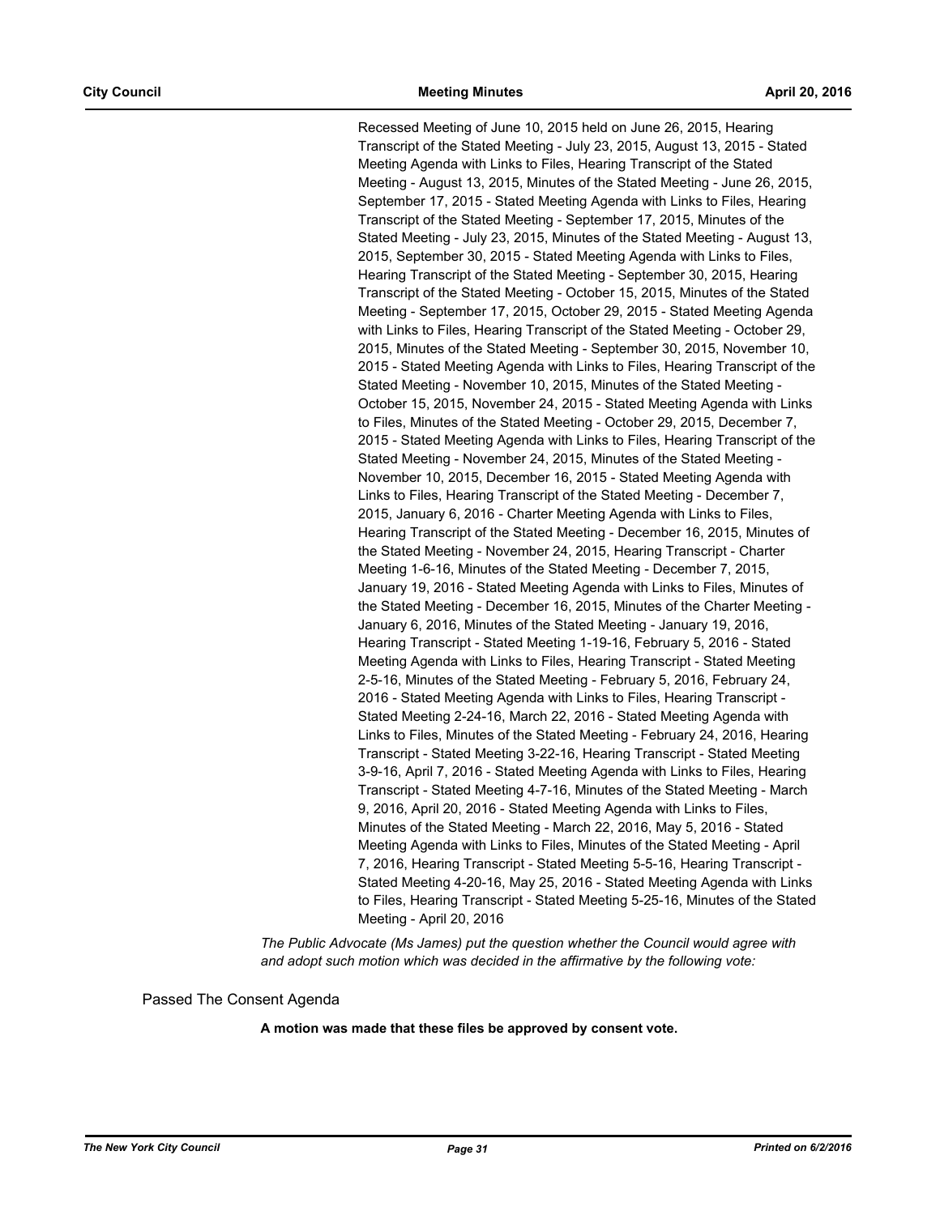Recessed Meeting of June 10, 2015 held on June 26, 2015, Hearing Transcript of the Stated Meeting - July 23, 2015, August 13, 2015 - Stated Meeting Agenda with Links to Files, Hearing Transcript of the Stated Meeting - August 13, 2015, Minutes of the Stated Meeting - June 26, 2015, September 17, 2015 - Stated Meeting Agenda with Links to Files, Hearing Transcript of the Stated Meeting - September 17, 2015, Minutes of the Stated Meeting - July 23, 2015, Minutes of the Stated Meeting - August 13, 2015, September 30, 2015 - Stated Meeting Agenda with Links to Files, Hearing Transcript of the Stated Meeting - September 30, 2015, Hearing Transcript of the Stated Meeting - October 15, 2015, Minutes of the Stated Meeting - September 17, 2015, October 29, 2015 - Stated Meeting Agenda with Links to Files, Hearing Transcript of the Stated Meeting - October 29, 2015, Minutes of the Stated Meeting - September 30, 2015, November 10, 2015 - Stated Meeting Agenda with Links to Files, Hearing Transcript of the Stated Meeting - November 10, 2015, Minutes of the Stated Meeting - October 15, 2015, November 24, 2015 - Stated Meeting Agenda with Links to Files, Minutes of the Stated Meeting - October 29, 2015, December 7, 2015 - Stated Meeting Agenda with Links to Files, Hearing Transcript of the Stated Meeting - November 24, 2015, Minutes of the Stated Meeting - November 10, 2015, December 16, 2015 - Stated Meeting Agenda with Links to Files, Hearing Transcript of the Stated Meeting - December 7, 2015, January 6, 2016 - Charter Meeting Agenda with Links to Files, Hearing Transcript of the Stated Meeting - December 16, 2015, Minutes of the Stated Meeting - November 24, 2015, Hearing Transcript - Charter Meeting 1-6-16, Minutes of the Stated Meeting - December 7, 2015, January 19, 2016 - Stated Meeting Agenda with Links to Files, Minutes of the Stated Meeting - December 16, 2015, Minutes of the Charter Meeting - January 6, 2016, Minutes of the Stated Meeting - January 19, 2016, Hearing Transcript - Stated Meeting 1-19-16, February 5, 2016 - Stated Meeting Agenda with Links to Files, Hearing Transcript - Stated Meeting 2-5-16, Minutes of the Stated Meeting - February 5, 2016, February 24, 2016 - Stated Meeting Agenda with Links to Files, Hearing Transcript - Stated Meeting 2-24-16, March 22, 2016 - Stated Meeting Agenda with Links to Files, Minutes of the Stated Meeting - February 24, 2016, Hearing Transcript - Stated Meeting 3-22-16, Hearing Transcript - Stated Meeting 3-9-16, April 7, 2016 - Stated Meeting Agenda with Links to Files, Hearing Transcript - Stated Meeting 4-7-16, Minutes of the Stated Meeting - March 9, 2016, April 20, 2016 - Stated Meeting Agenda with Links to Files, Minutes of the Stated Meeting - March 22, 2016, May 5, 2016 - Stated Meeting Agenda with Links to Files, Minutes of the Stated Meeting - April 7, 2016, Hearing Transcript - Stated Meeting 5-5-16, Hearing Transcript - Stated Meeting 4-20-16, May 25, 2016 - Stated Meeting Agenda with Links to Files, Hearing Transcript - Stated Meeting 5-25-16, Minutes of the Stated Meeting - April 20, 2016

*The Public Advocate (Ms James) put the question whether the Council would agree with and adopt such motion which was decided in the affirmative by the following vote:*

Passed The Consent Agenda

**A motion was made that these files be approved by consent vote.**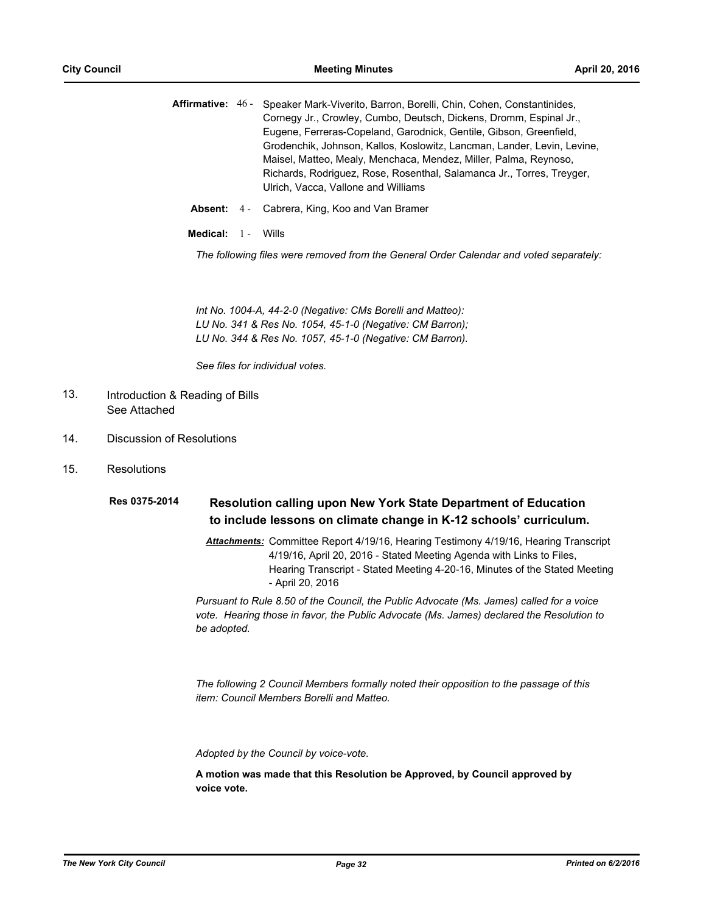**Affirmative:** 46 - Speaker Mark-Viverito, Barron, Borelli, Chin, Cohen, Constantinides, Cornegy Jr., Crowley, Cumbo, Deutsch, Dickens, Dromm, Espinal Jr., Eugene, Ferreras-Copeland, Garodnick, Gentile, Gibson, Greenfield, Grodenchik, Johnson, Kallos, Koslowitz, Lancman, Lander, Levin, Levine, Maisel, Matteo, Mealy, Menchaca, Mendez, Miller, Palma, Reynoso, Richards, Rodriguez, Rose, Rosenthal, Salamanca Jr., Torres, Treyger, Ulrich, Vacca, Vallone and Williams

**Absent:** 4 - Cabrera, King, Koo and Van Bramer

**Medical:** 1 - Wills

*The following files were removed from the General Order Calendar and voted separately:*

*Int No. 1004-A, 44-2-0 (Negative: CMs Borelli and Matteo):*
*LU No. 341 & Res No. 1054, 45-1-0 (Negative: CM Barron);*
*LU No. 344 & Res No. 1057, 45-1-0 (Negative: CM Barron).*

*See files for individual votes.*

13. Introduction & Reading of Bills
    See Attached

14. Discussion of Resolutions

15. Resolutions

**Res 0375-2014** **Resolution calling upon New York State Department of Education to include lessons on climate change in K-12 schools' curriculum.**

***Attachments:*** Committee Report 4/19/16, Hearing Testimony 4/19/16, Hearing Transcript 4/19/16, April 20, 2016 - Stated Meeting Agenda with Links to Files, Hearing Transcript - Stated Meeting 4-20-16, Minutes of the Stated Meeting - April 20, 2016

*Pursuant to Rule 8.50 of the Council, the Public Advocate (Ms. James) called for a voice vote. Hearing those in favor, the Public Advocate (Ms. James) declared the Resolution to be adopted.*

*The following 2 Council Members formally noted their opposition to the passage of this item: Council Members Borelli and Matteo.*

*Adopted by the Council by voice-vote.*

**A motion was made that this Resolution be Approved, by Council approved by voice vote.**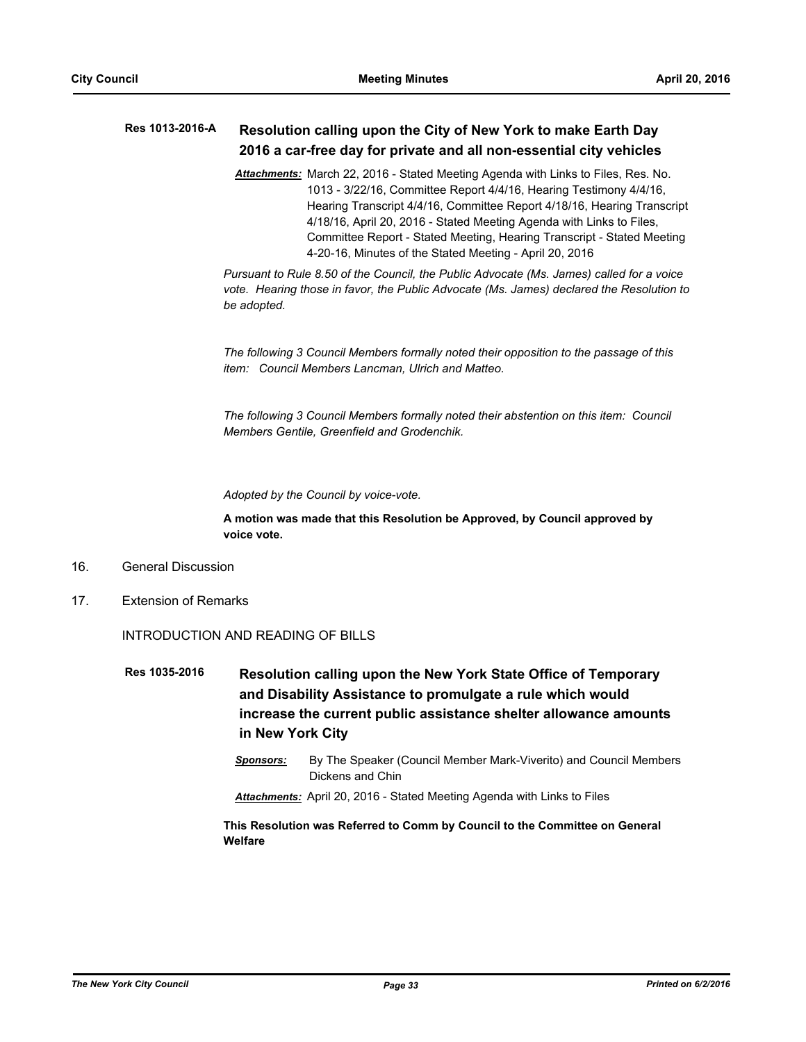**Res 1013-2016-A** **Resolution calling upon the City of New York to make Earth Day 2016 a car-free day for private and all non-essential city vehicles**

***Attachments:*** March 22, 2016 - Stated Meeting Agenda with Links to Files, Res. No. 1013 - 3/22/16, Committee Report 4/4/16, Hearing Testimony 4/4/16, Hearing Transcript 4/4/16, Committee Report 4/18/16, Hearing Transcript 4/18/16, April 20, 2016 - Stated Meeting Agenda with Links to Files, Committee Report - Stated Meeting, Hearing Transcript - Stated Meeting 4-20-16, Minutes of the Stated Meeting - April 20, 2016

*Pursuant to Rule 8.50 of the Council, the Public Advocate (Ms. James) called for a voice vote. Hearing those in favor, the Public Advocate (Ms. James) declared the Resolution to be adopted.*

*The following 3 Council Members formally noted their opposition to the passage of this item: Council Members Lancman, Ulrich and Matteo.*

*The following 3 Council Members formally noted their abstention on this item: Council Members Gentile, Greenfield and Grodenchik.*

*Adopted by the Council by voice-vote.*

**A motion was made that this Resolution be Approved, by Council approved by voice vote.**

16. General Discussion

17. Extension of Remarks

INTRODUCTION AND READING OF BILLS

**Res 1035-2016** **Resolution calling upon the New York State Office of Temporary and Disability Assistance to promulgate a rule which would increase the current public assistance shelter allowance amounts in New York City**

***Sponsors:*** By The Speaker (Council Member Mark-Viverito) and Council Members Dickens and Chin

***Attachments:*** April 20, 2016 - Stated Meeting Agenda with Links to Files

**This Resolution was Referred to Comm by Council to the Committee on General Welfare**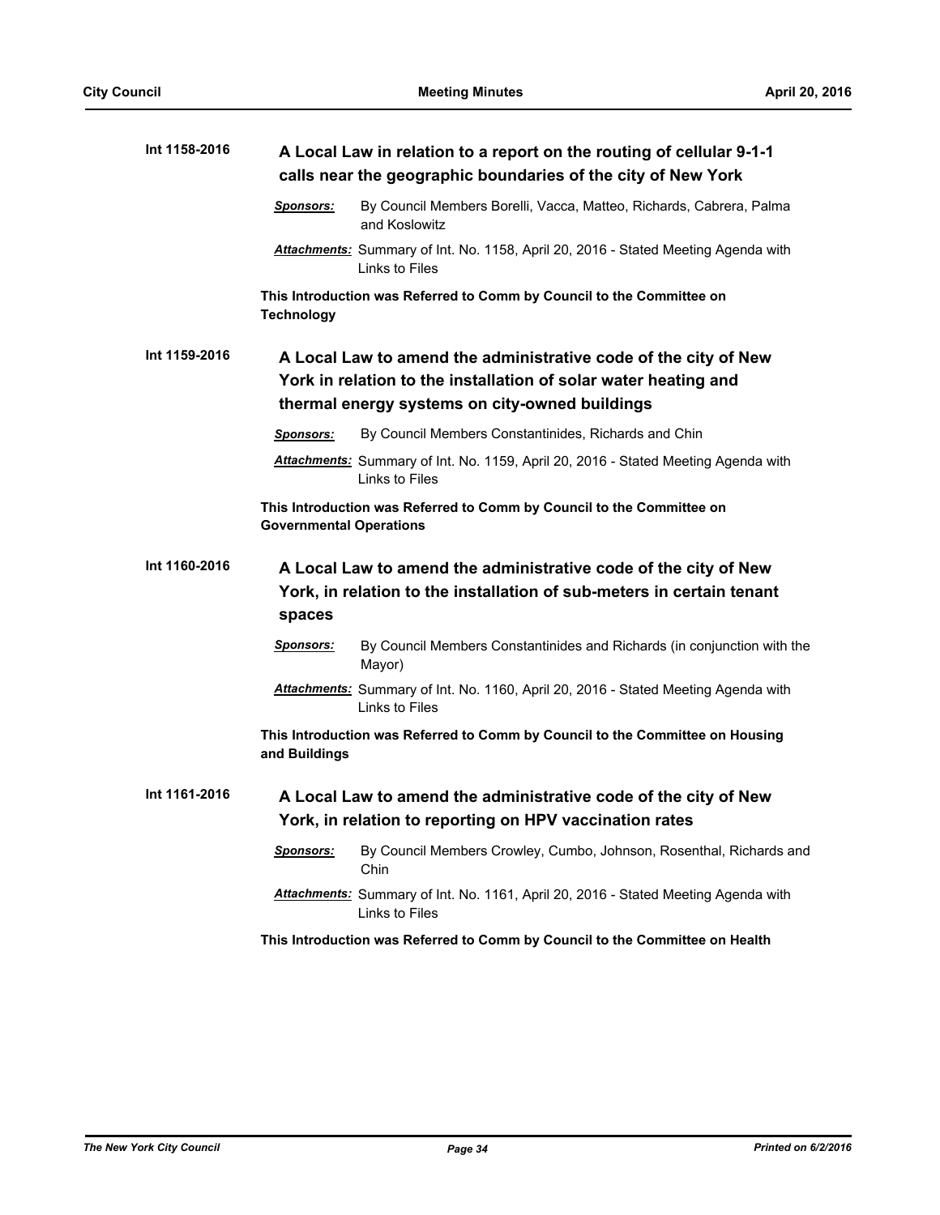**Int 1158-2016** **A Local Law in relation to a report on the routing of cellular 9-1-1 calls near the geographic boundaries of the city of New York**

***Sponsors:*** By Council Members Borelli, Vacca, Matteo, Richards, Cabrera, Palma and Koslowitz

***Attachments:*** Summary of Int. No. 1158, April 20, 2016 - Stated Meeting Agenda with Links to Files

**This Introduction was Referred to Comm by Council to the Committee on Technology**

**Int 1159-2016** **A Local Law to amend the administrative code of the city of New York in relation to the installation of solar water heating and thermal energy systems on city-owned buildings**

***Sponsors:*** By Council Members Constantinides, Richards and Chin

***Attachments:*** Summary of Int. No. 1159, April 20, 2016 - Stated Meeting Agenda with Links to Files

**This Introduction was Referred to Comm by Council to the Committee on Governmental Operations**

**Int 1160-2016** **A Local Law to amend the administrative code of the city of New York, in relation to the installation of sub-meters in certain tenant spaces**

***Sponsors:*** By Council Members Constantinides and Richards (in conjunction with the Mayor)

***Attachments:*** Summary of Int. No. 1160, April 20, 2016 - Stated Meeting Agenda with Links to Files

**This Introduction was Referred to Comm by Council to the Committee on Housing and Buildings**

**Int 1161-2016** **A Local Law to amend the administrative code of the city of New York, in relation to reporting on HPV vaccination rates**

***Sponsors:*** By Council Members Crowley, Cumbo, Johnson, Rosenthal, Richards and Chin

***Attachments:*** Summary of Int. No. 1161, April 20, 2016 - Stated Meeting Agenda with Links to Files

**This Introduction was Referred to Comm by Council to the Committee on Health**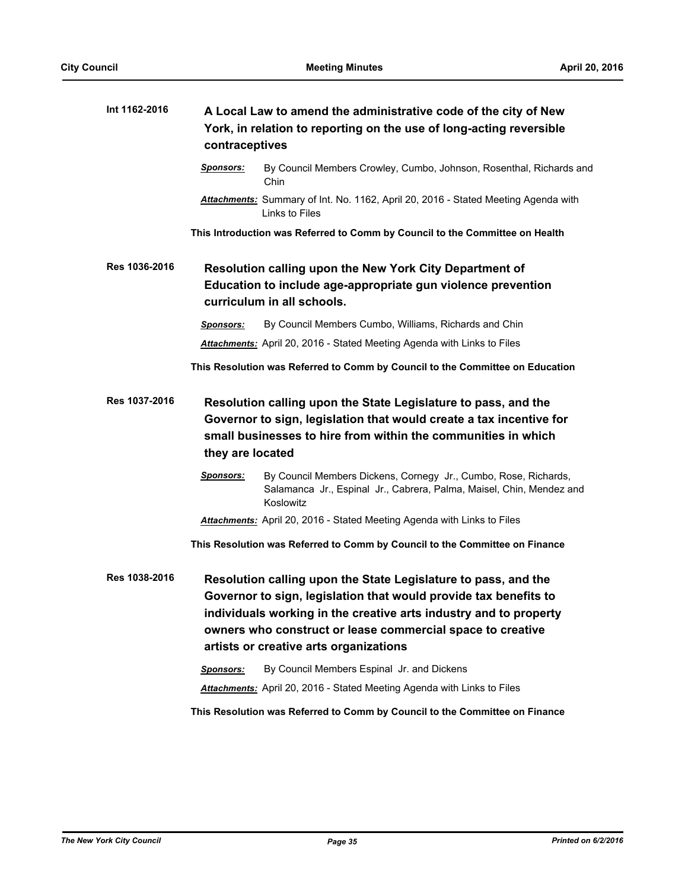**Int 1162-2016** **A Local Law to amend the administrative code of the city of New York, in relation to reporting on the use of long-acting reversible contraceptives**

***Sponsors:*** By Council Members Crowley, Cumbo, Johnson, Rosenthal, Richards and Chin

***Attachments:*** Summary of Int. No. 1162, April 20, 2016 - Stated Meeting Agenda with Links to Files

**This Introduction was Referred to Comm by Council to the Committee on Health**

**Res 1036-2016** **Resolution calling upon the New York City Department of Education to include age-appropriate gun violence prevention curriculum in all schools.**

***Sponsors:*** By Council Members Cumbo, Williams, Richards and Chin

***Attachments:*** April 20, 2016 - Stated Meeting Agenda with Links to Files

**This Resolution was Referred to Comm by Council to the Committee on Education**

**Res 1037-2016** **Resolution calling upon the State Legislature to pass, and the Governor to sign, legislation that would create a tax incentive for small businesses to hire from within the communities in which they are located**

***Sponsors:*** By Council Members Dickens, Cornegy Jr., Cumbo, Rose, Richards, Salamanca Jr., Espinal Jr., Cabrera, Palma, Maisel, Chin, Mendez and Koslowitz

***Attachments:*** April 20, 2016 - Stated Meeting Agenda with Links to Files

**This Resolution was Referred to Comm by Council to the Committee on Finance**

**Res 1038-2016** **Resolution calling upon the State Legislature to pass, and the Governor to sign, legislation that would provide tax benefits to individuals working in the creative arts industry and to property owners who construct or lease commercial space to creative artists or creative arts organizations**

***Sponsors:*** By Council Members Espinal Jr. and Dickens

***Attachments:*** April 20, 2016 - Stated Meeting Agenda with Links to Files

**This Resolution was Referred to Comm by Council to the Committee on Finance**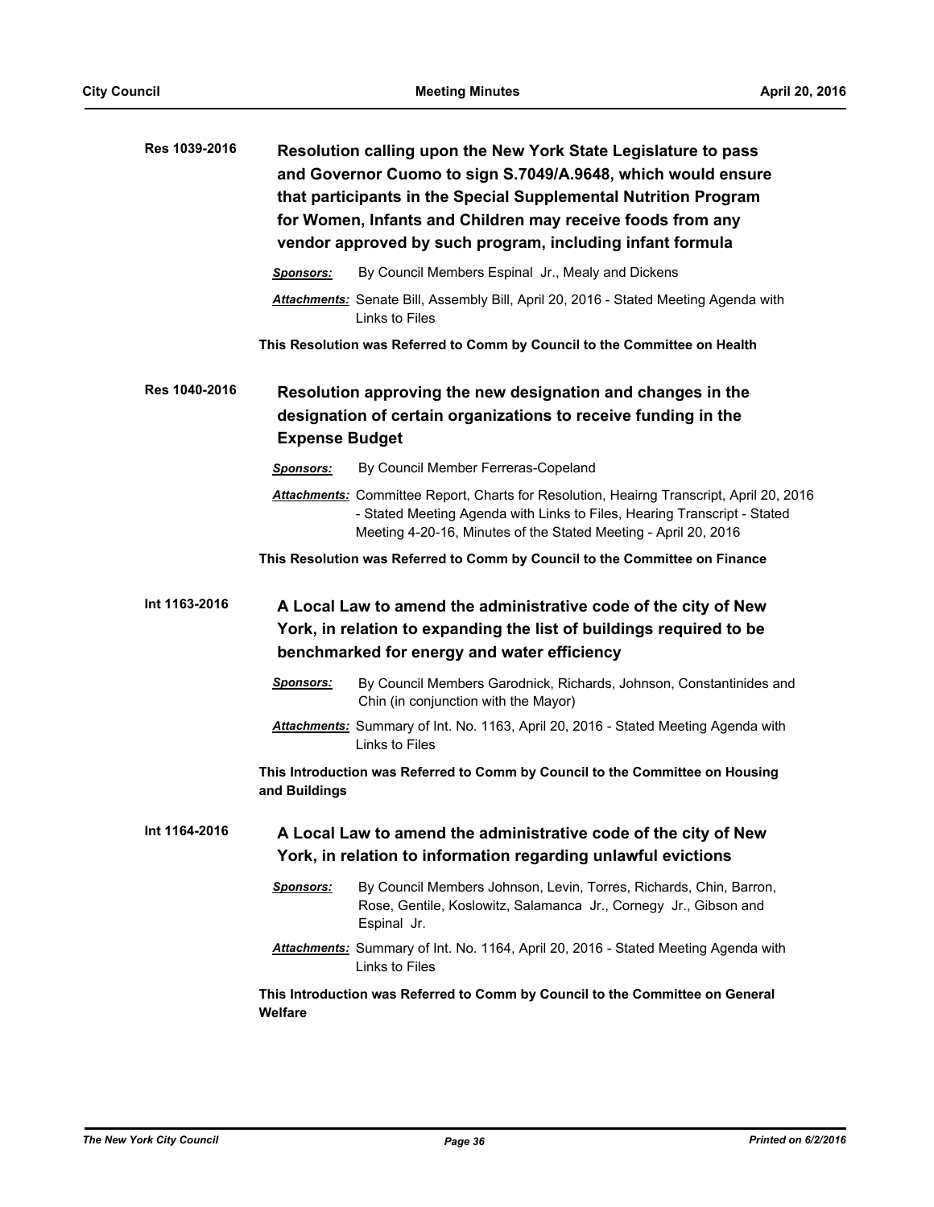**Res 1039-2016**

## Resolution calling upon the New York State Legislature to pass and Governor Cuomo to sign S.7049/A.9648, which would ensure that participants in the Special Supplemental Nutrition Program for Women, Infants and Children may receive foods from any vendor approved by such program, including infant formula

***Sponsors:*** By Council Members Espinal Jr., Mealy and Dickens

***Attachments:*** Senate Bill, Assembly Bill, April 20, 2016 - Stated Meeting Agenda with Links to Files

**This Resolution was Referred to Comm by Council to the Committee on Health**

**Res 1040-2016**

## Resolution approving the new designation and changes in the designation of certain organizations to receive funding in the Expense Budget

***Sponsors:*** By Council Member Ferreras-Copeland

***Attachments:*** Committee Report, Charts for Resolution, Heairng Transcript, April 20, 2016 - Stated Meeting Agenda with Links to Files, Hearing Transcript - Stated Meeting 4-20-16, Minutes of the Stated Meeting - April 20, 2016

**This Resolution was Referred to Comm by Council to the Committee on Finance**

**Int 1163-2016**

## A Local Law to amend the administrative code of the city of New York, in relation to expanding the list of buildings required to be benchmarked for energy and water efficiency

***Sponsors:*** By Council Members Garodnick, Richards, Johnson, Constantinides and Chin (in conjunction with the Mayor)

***Attachments:*** Summary of Int. No. 1163, April 20, 2016 - Stated Meeting Agenda with Links to Files

**This Introduction was Referred to Comm by Council to the Committee on Housing and Buildings**

**Int 1164-2016**

## A Local Law to amend the administrative code of the city of New York, in relation to information regarding unlawful evictions

***Sponsors:*** By Council Members Johnson, Levin, Torres, Richards, Chin, Barron, Rose, Gentile, Koslowitz, Salamanca Jr., Cornegy Jr., Gibson and Espinal Jr.

***Attachments:*** Summary of Int. No. 1164, April 20, 2016 - Stated Meeting Agenda with Links to Files

**This Introduction was Referred to Comm by Council to the Committee on General Welfare**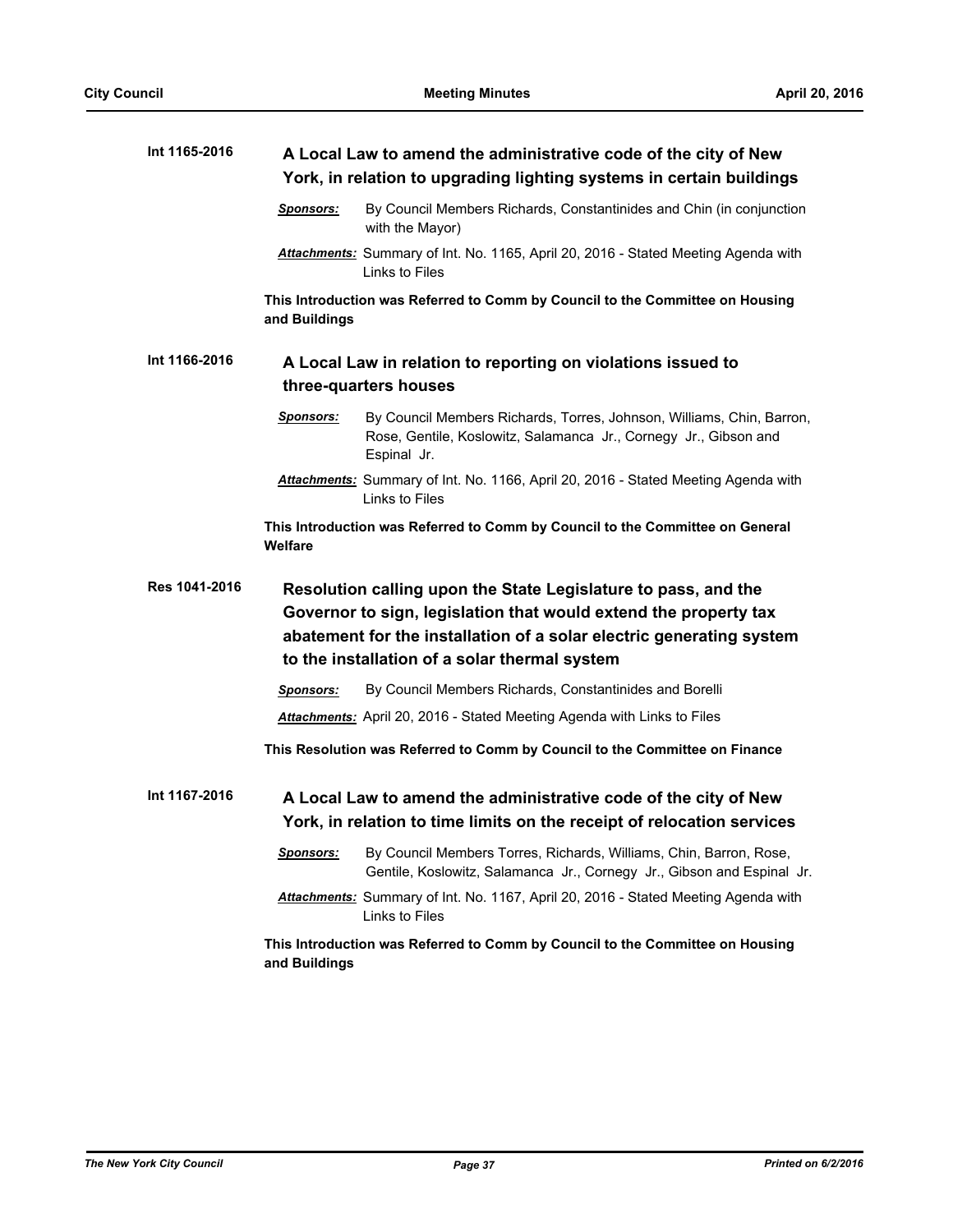**Int 1165-2016** **A Local Law to amend the administrative code of the city of New York, in relation to upgrading lighting systems in certain buildings**

***Sponsors:*** By Council Members Richards, Constantinides and Chin (in conjunction with the Mayor)

***Attachments:*** Summary of Int. No. 1165, April 20, 2016 - Stated Meeting Agenda with Links to Files

**This Introduction was Referred to Comm by Council to the Committee on Housing and Buildings**

**Int 1166-2016** **A Local Law in relation to reporting on violations issued to three-quarters houses**

***Sponsors:*** By Council Members Richards, Torres, Johnson, Williams, Chin, Barron, Rose, Gentile, Koslowitz, Salamanca Jr., Cornegy Jr., Gibson and Espinal Jr.

***Attachments:*** Summary of Int. No. 1166, April 20, 2016 - Stated Meeting Agenda with Links to Files

**This Introduction was Referred to Comm by Council to the Committee on General Welfare**

**Res 1041-2016** **Resolution calling upon the State Legislature to pass, and the Governor to sign, legislation that would extend the property tax abatement for the installation of a solar electric generating system to the installation of a solar thermal system**

***Sponsors:*** By Council Members Richards, Constantinides and Borelli

***Attachments:*** April 20, 2016 - Stated Meeting Agenda with Links to Files

**This Resolution was Referred to Comm by Council to the Committee on Finance**

**Int 1167-2016** **A Local Law to amend the administrative code of the city of New York, in relation to time limits on the receipt of relocation services**

***Sponsors:*** By Council Members Torres, Richards, Williams, Chin, Barron, Rose, Gentile, Koslowitz, Salamanca Jr., Cornegy Jr., Gibson and Espinal Jr.

***Attachments:*** Summary of Int. No. 1167, April 20, 2016 - Stated Meeting Agenda with Links to Files

**This Introduction was Referred to Comm by Council to the Committee on Housing and Buildings**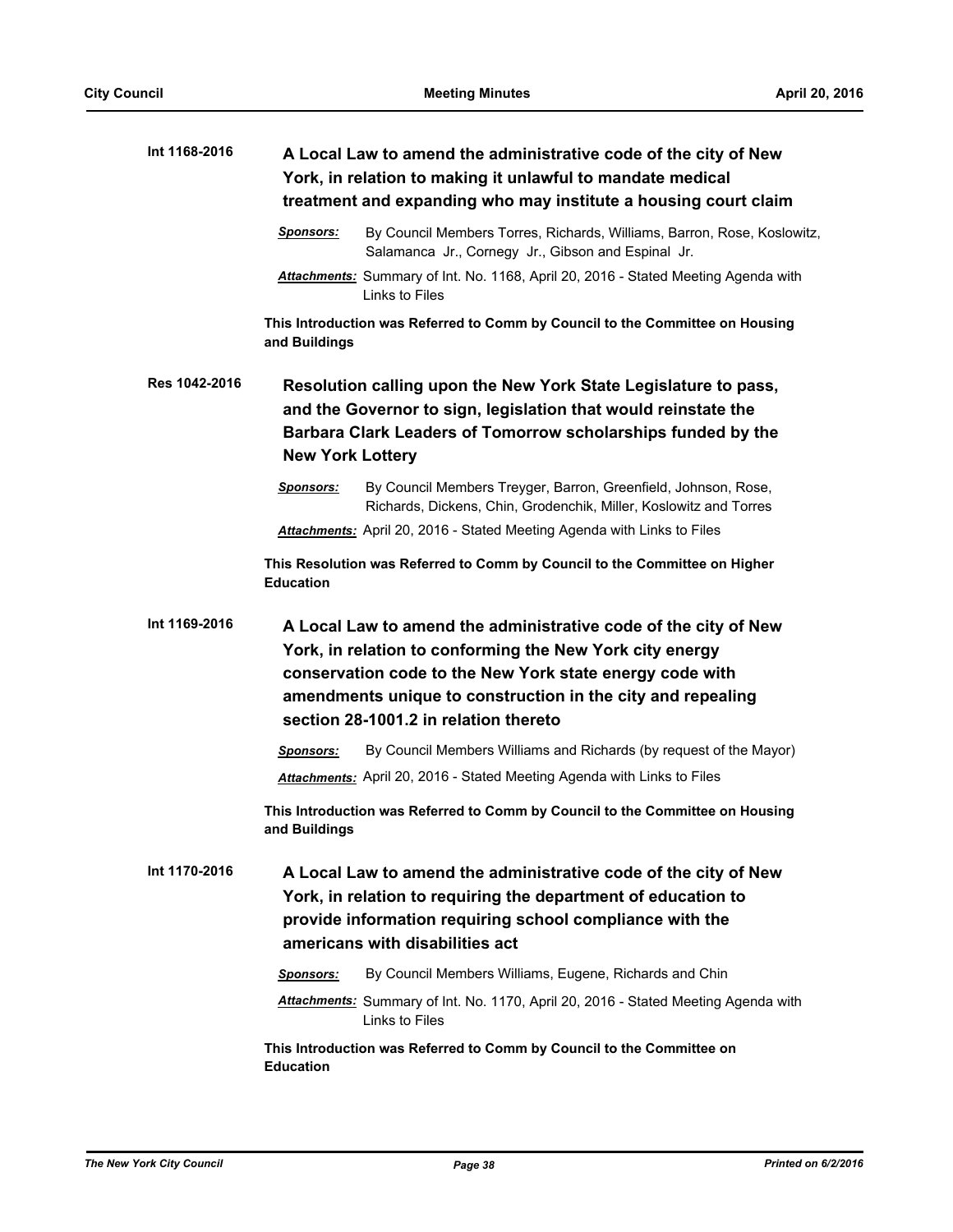**Int 1168-2016** **A Local Law to amend the administrative code of the city of New York, in relation to making it unlawful to mandate medical treatment and expanding who may institute a housing court claim**

***Sponsors:*** By Council Members Torres, Richards, Williams, Barron, Rose, Koslowitz, Salamanca Jr., Cornegy Jr., Gibson and Espinal Jr.

***Attachments:*** Summary of Int. No. 1168, April 20, 2016 - Stated Meeting Agenda with Links to Files

**This Introduction was Referred to Comm by Council to the Committee on Housing and Buildings**

**Res 1042-2016** **Resolution calling upon the New York State Legislature to pass, and the Governor to sign, legislation that would reinstate the Barbara Clark Leaders of Tomorrow scholarships funded by the New York Lottery**

***Sponsors:*** By Council Members Treyger, Barron, Greenfield, Johnson, Rose, Richards, Dickens, Chin, Grodenchik, Miller, Koslowitz and Torres

***Attachments:*** April 20, 2016 - Stated Meeting Agenda with Links to Files

**This Resolution was Referred to Comm by Council to the Committee on Higher Education**

**Int 1169-2016** **A Local Law to amend the administrative code of the city of New York, in relation to conforming the New York city energy conservation code to the New York state energy code with amendments unique to construction in the city and repealing section 28-1001.2 in relation thereto**

***Sponsors:*** By Council Members Williams and Richards (by request of the Mayor)

***Attachments:*** April 20, 2016 - Stated Meeting Agenda with Links to Files

**This Introduction was Referred to Comm by Council to the Committee on Housing and Buildings**

**Int 1170-2016** **A Local Law to amend the administrative code of the city of New York, in relation to requiring the department of education to provide information requiring school compliance with the americans with disabilities act**

***Sponsors:*** By Council Members Williams, Eugene, Richards and Chin

***Attachments:*** Summary of Int. No. 1170, April 20, 2016 - Stated Meeting Agenda with Links to Files

**This Introduction was Referred to Comm by Council to the Committee on Education**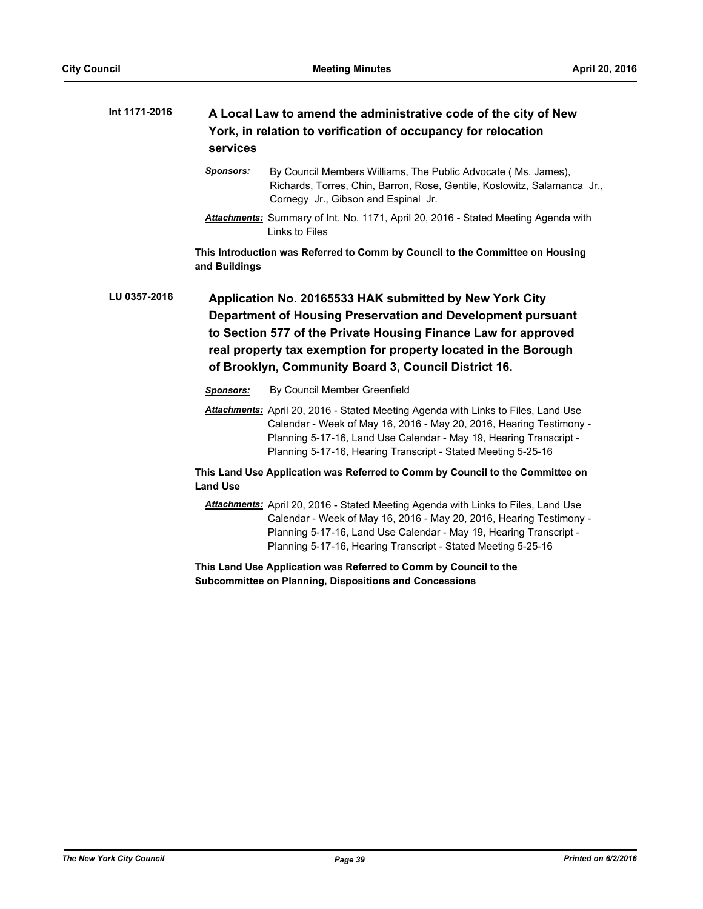**Int 1171-2016** **A Local Law to amend the administrative code of the city of New York, in relation to verification of occupancy for relocation services**

***Sponsors:*** By Council Members Williams, The Public Advocate ( Ms. James), Richards, Torres, Chin, Barron, Rose, Gentile, Koslowitz, Salamanca Jr., Cornegy Jr., Gibson and Espinal Jr.

***Attachments:*** Summary of Int. No. 1171, April 20, 2016 - Stated Meeting Agenda with Links to Files

**This Introduction was Referred to Comm by Council to the Committee on Housing and Buildings**

**LU 0357-2016** **Application No. 20165533 HAK submitted by New York City Department of Housing Preservation and Development pursuant to Section 577 of the Private Housing Finance Law for approved real property tax exemption for property located in the Borough of Brooklyn, Community Board 3, Council District 16.**

***Sponsors:*** By Council Member Greenfield

***Attachments:*** April 20, 2016 - Stated Meeting Agenda with Links to Files, Land Use Calendar - Week of May 16, 2016 - May 20, 2016, Hearing Testimony - Planning 5-17-16, Land Use Calendar - May 19, Hearing Transcript - Planning 5-17-16, Hearing Transcript - Stated Meeting 5-25-16

**This Land Use Application was Referred to Comm by Council to the Committee on Land Use**

***Attachments:*** April 20, 2016 - Stated Meeting Agenda with Links to Files, Land Use Calendar - Week of May 16, 2016 - May 20, 2016, Hearing Testimony - Planning 5-17-16, Land Use Calendar - May 19, Hearing Transcript - Planning 5-17-16, Hearing Transcript - Stated Meeting 5-25-16

**This Land Use Application was Referred to Comm by Council to the Subcommittee on Planning, Dispositions and Concessions**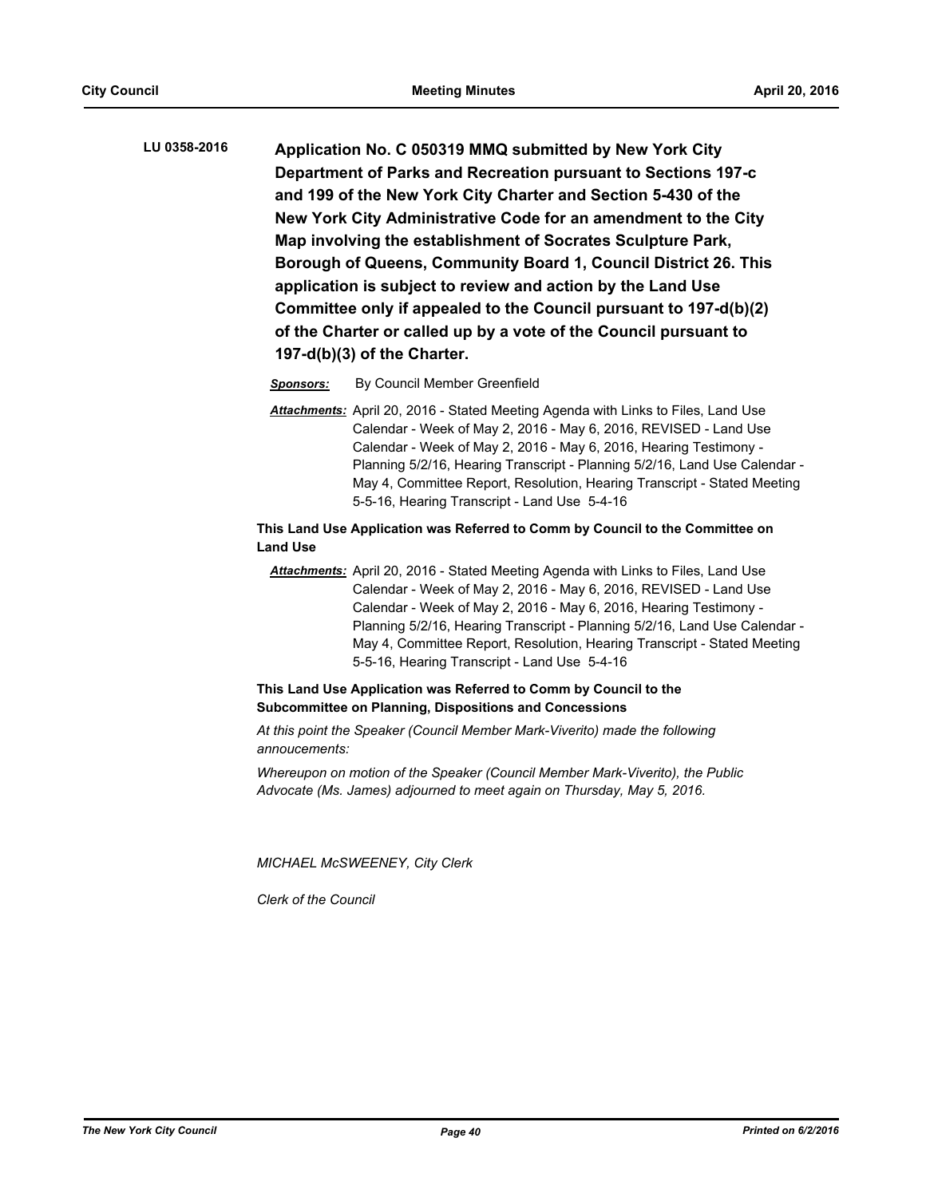**LU 0358-2016** **Application No. C 050319 MMQ submitted by New York City Department of Parks and Recreation pursuant to Sections 197-c and 199 of the New York City Charter and Section 5-430 of the New York City Administrative Code for an amendment to the City Map involving the establishment of Socrates Sculpture Park, Borough of Queens, Community Board 1, Council District 26. This application is subject to review and action by the Land Use Committee only if appealed to the Council pursuant to 197-d(b)(2) of the Charter or called up by a vote of the Council pursuant to 197-d(b)(3) of the Charter.**

***Sponsors:*** By Council Member Greenfield

***Attachments:*** April 20, 2016 - Stated Meeting Agenda with Links to Files, Land Use Calendar - Week of May 2, 2016 - May 6, 2016, REVISED - Land Use Calendar - Week of May 2, 2016 - May 6, 2016, Hearing Testimony - Planning 5/2/16, Hearing Transcript - Planning 5/2/16, Land Use Calendar - May 4, Committee Report, Resolution, Hearing Transcript - Stated Meeting 5-5-16, Hearing Transcript - Land Use 5-4-16

**This Land Use Application was Referred to Comm by Council to the Committee on Land Use**

***Attachments:*** April 20, 2016 - Stated Meeting Agenda with Links to Files, Land Use Calendar - Week of May 2, 2016 - May 6, 2016, REVISED - Land Use Calendar - Week of May 2, 2016 - May 6, 2016, Hearing Testimony - Planning 5/2/16, Hearing Transcript - Planning 5/2/16, Land Use Calendar - May 4, Committee Report, Resolution, Hearing Transcript - Stated Meeting 5-5-16, Hearing Transcript - Land Use 5-4-16

**This Land Use Application was Referred to Comm by Council to the Subcommittee on Planning, Dispositions and Concessions**

*At this point the Speaker (Council Member Mark-Viverito) made the following annoucements:*

*Whereupon on motion of the Speaker (Council Member Mark-Viverito), the Public Advocate (Ms. James) adjourned to meet again on Thursday, May 5, 2016.*

*MICHAEL McSWEENEY, City Clerk*

*Clerk of the Council*